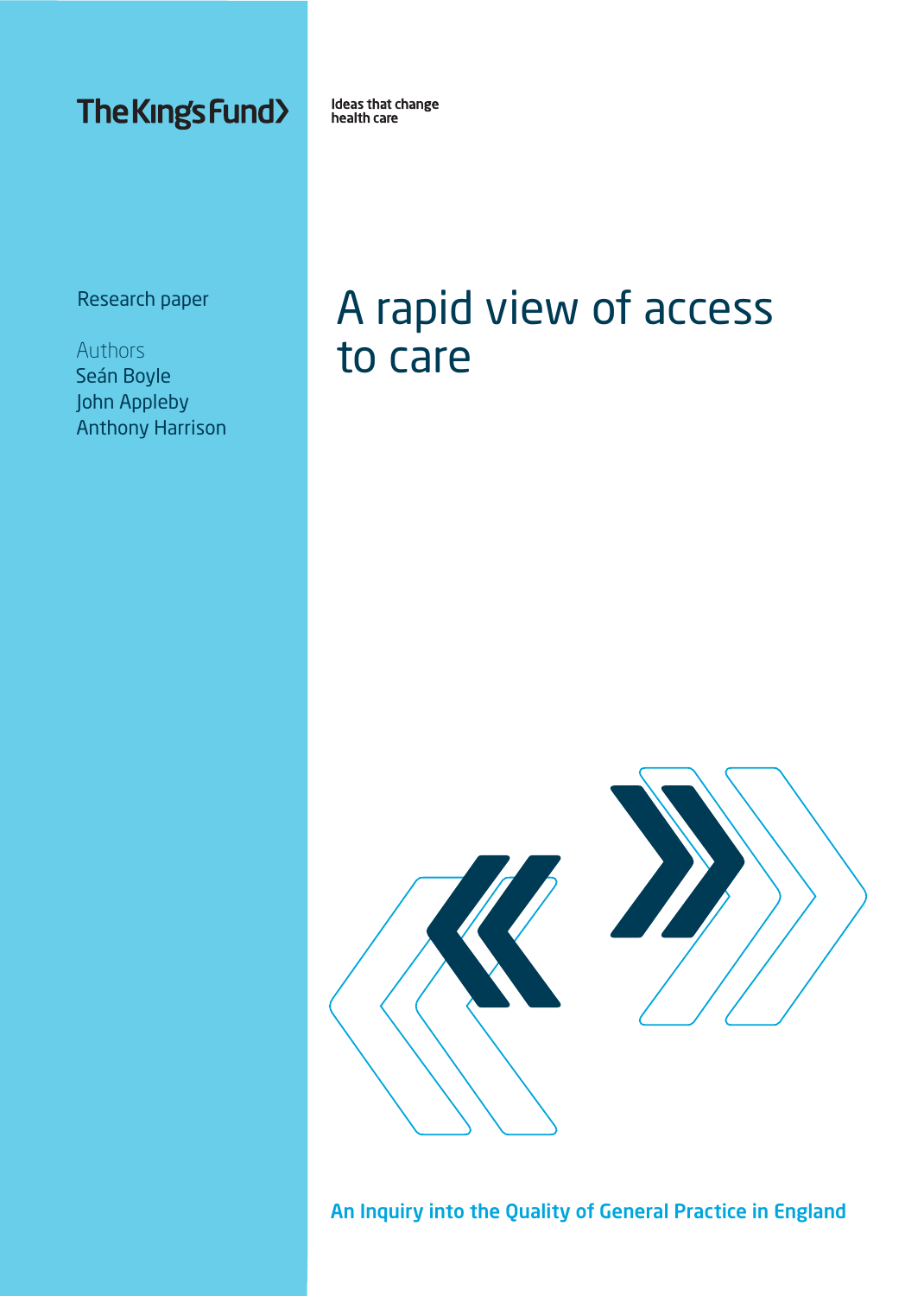The King's Fund

Ideas that change health care

Research paper

Authors
Seán Boyle
John Appleby
Anthony Harrison

# A rapid view of access to care

An Inquiry into the Quality of General Practice in England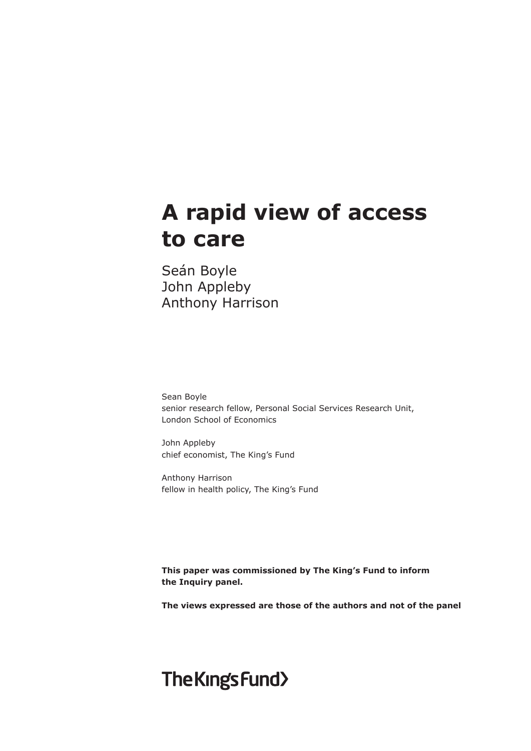# A rapid view of access to care

Seán Boyle
John Appleby
Anthony Harrison

Sean Boyle
senior research fellow, Personal Social Services Research Unit, London School of Economics

John Appleby
chief economist, The King's Fund

Anthony Harrison
fellow in health policy, The King's Fund

**This paper was commissioned by The King's Fund to inform the Inquiry panel.**

**The views expressed are those of the authors and not of the panel**

The King's Fund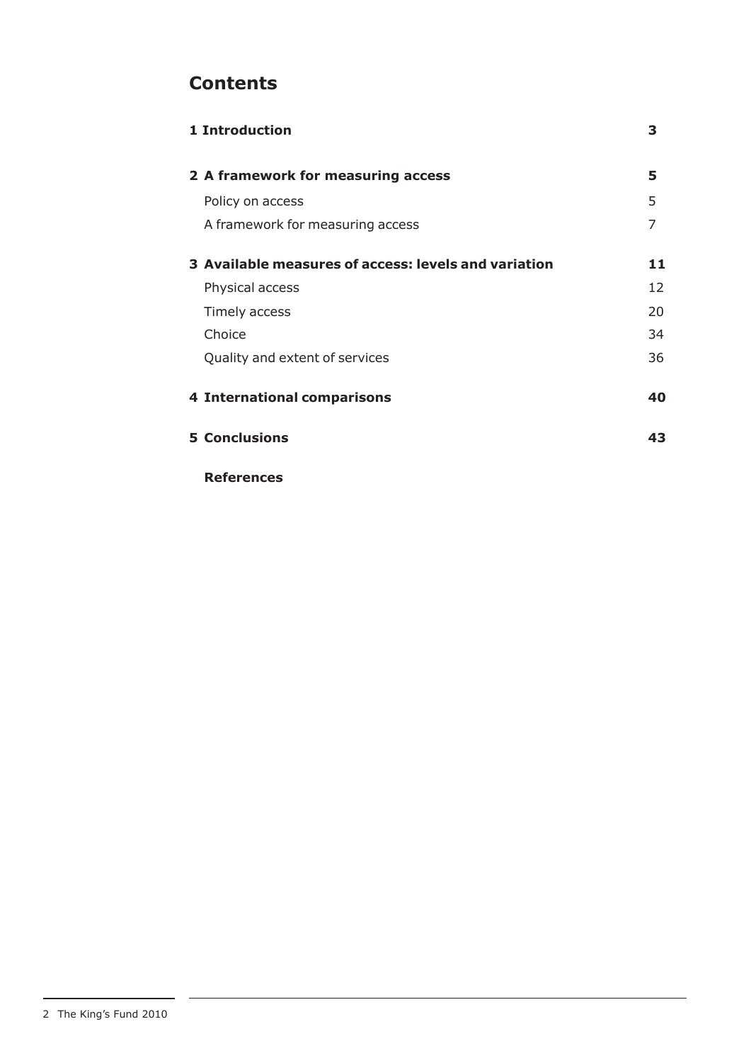# Contents

| | |
|---|---|
| **1 Introduction** | **3** |
| **2 A framework for measuring access** | **5** |
| Policy on access | 5 |
| A framework for measuring access | 7 |
| **3 Available measures of access: levels and variation** | **11** |
| Physical access | 12 |
| Timely access | 20 |
| Choice | 34 |
| Quality and extent of services | 36 |
| **4 International comparisons** | **40** |
| **5 Conclusions** | **43** |
| **References** | |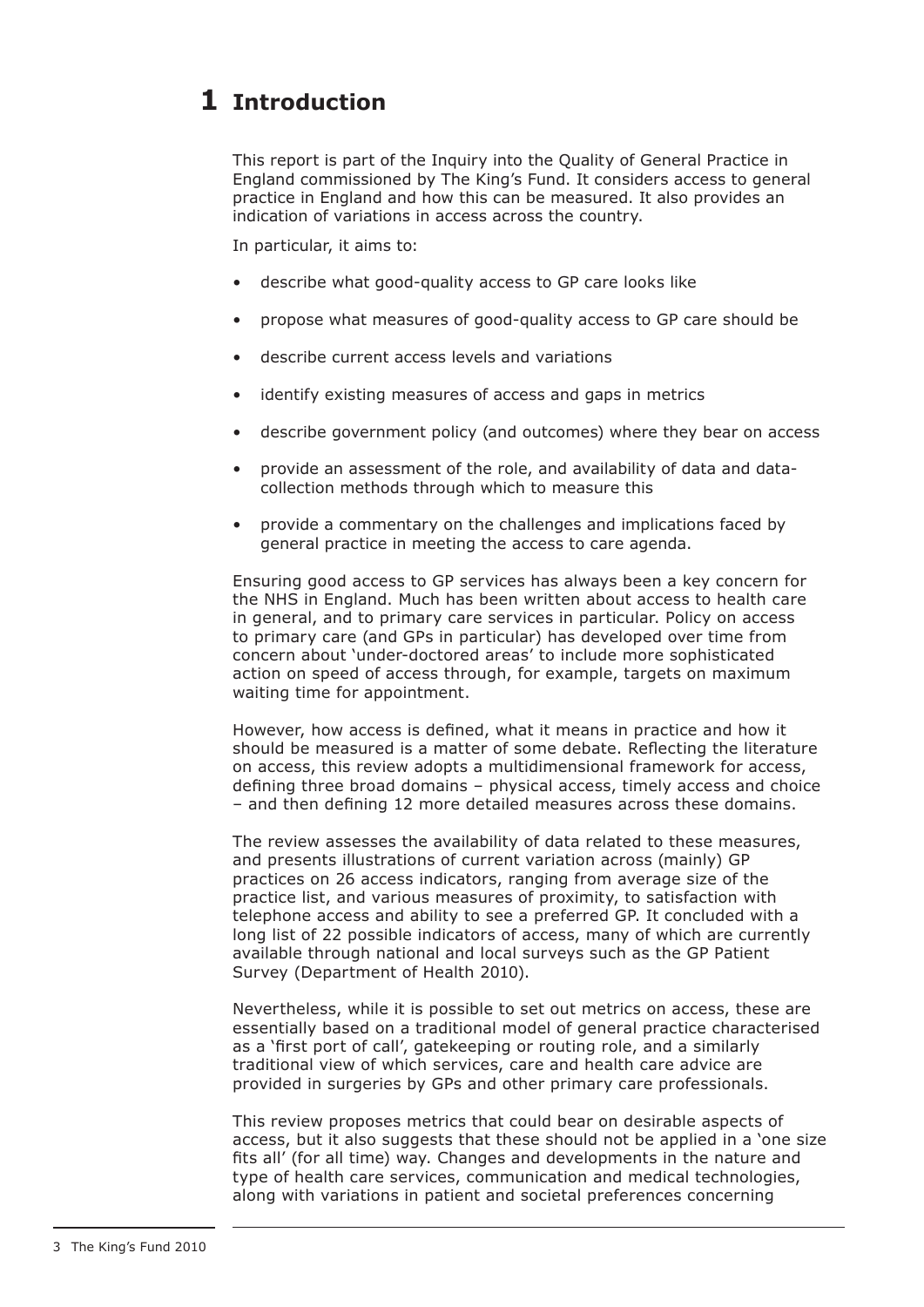# 1 Introduction

This report is part of the Inquiry into the Quality of General Practice in England commissioned by The King's Fund. It considers access to general practice in England and how this can be measured. It also provides an indication of variations in access across the country.

In particular, it aims to:

- describe what good-quality access to GP care looks like
- propose what measures of good-quality access to GP care should be
- describe current access levels and variations
- identify existing measures of access and gaps in metrics
- describe government policy (and outcomes) where they bear on access
- provide an assessment of the role, and availability of data and data-collection methods through which to measure this
- provide a commentary on the challenges and implications faced by general practice in meeting the access to care agenda.

Ensuring good access to GP services has always been a key concern for the NHS in England. Much has been written about access to health care in general, and to primary care services in particular. Policy on access to primary care (and GPs in particular) has developed over time from concern about 'under-doctored areas' to include more sophisticated action on speed of access through, for example, targets on maximum waiting time for appointment.

However, how access is defined, what it means in practice and how it should be measured is a matter of some debate. Reflecting the literature on access, this review adopts a multidimensional framework for access, defining three broad domains – physical access, timely access and choice – and then defining 12 more detailed measures across these domains.

The review assesses the availability of data related to these measures, and presents illustrations of current variation across (mainly) GP practices on 26 access indicators, ranging from average size of the practice list, and various measures of proximity, to satisfaction with telephone access and ability to see a preferred GP. It concluded with a long list of 22 possible indicators of access, many of which are currently available through national and local surveys such as the GP Patient Survey (Department of Health 2010).

Nevertheless, while it is possible to set out metrics on access, these are essentially based on a traditional model of general practice characterised as a 'first port of call', gatekeeping or routing role, and a similarly traditional view of which services, care and health care advice are provided in surgeries by GPs and other primary care professionals.

This review proposes metrics that could bear on desirable aspects of access, but it also suggests that these should not be applied in a 'one size fits all' (for all time) way. Changes and developments in the nature and type of health care services, communication and medical technologies, along with variations in patient and societal preferences concerning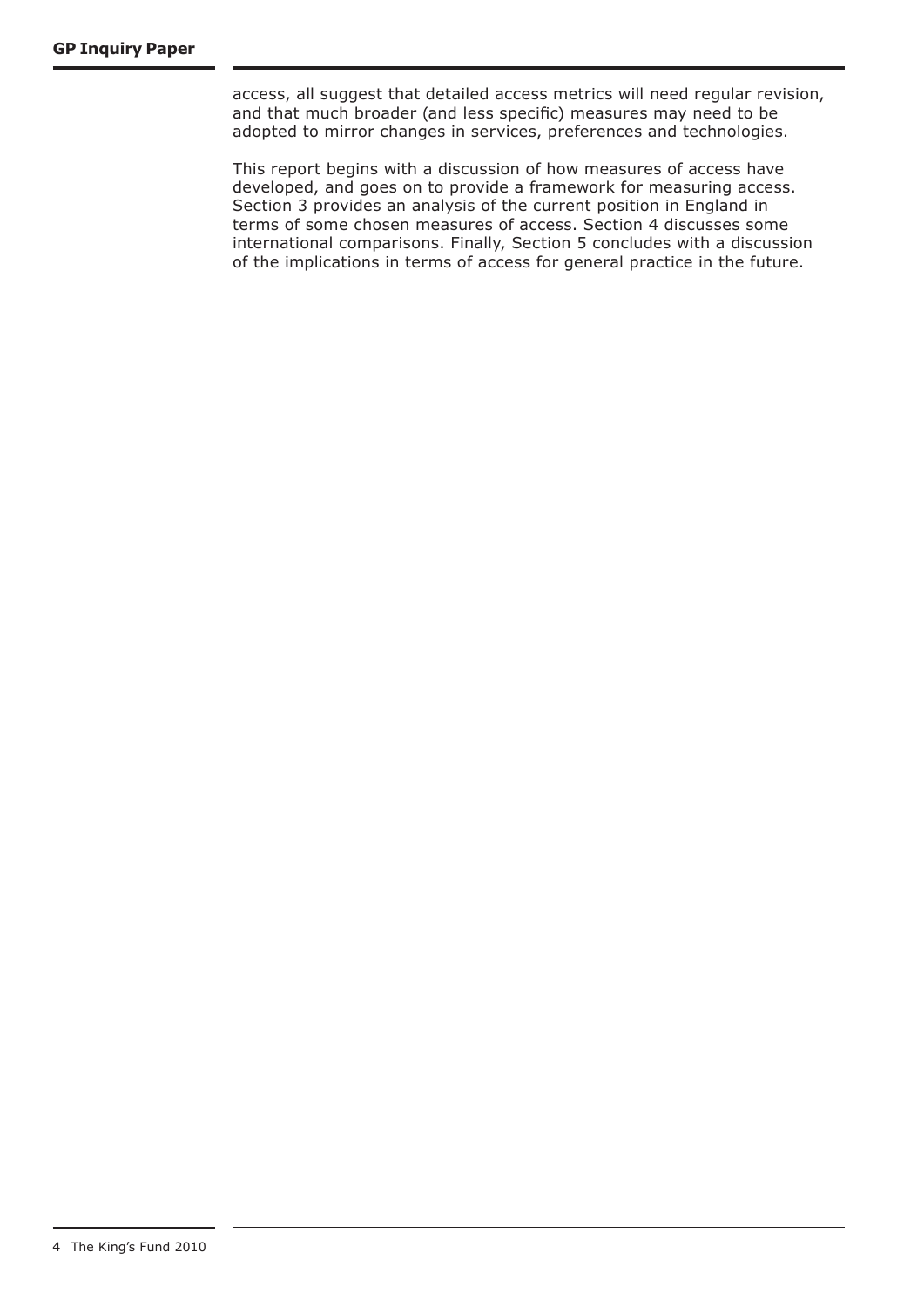access, all suggest that detailed access metrics will need regular revision, and that much broader (and less specific) measures may need to be adopted to mirror changes in services, preferences and technologies.

This report begins with a discussion of how measures of access have developed, and goes on to provide a framework for measuring access. Section 3 provides an analysis of the current position in England in terms of some chosen measures of access. Section 4 discusses some international comparisons. Finally, Section 5 concludes with a discussion of the implications in terms of access for general practice in the future.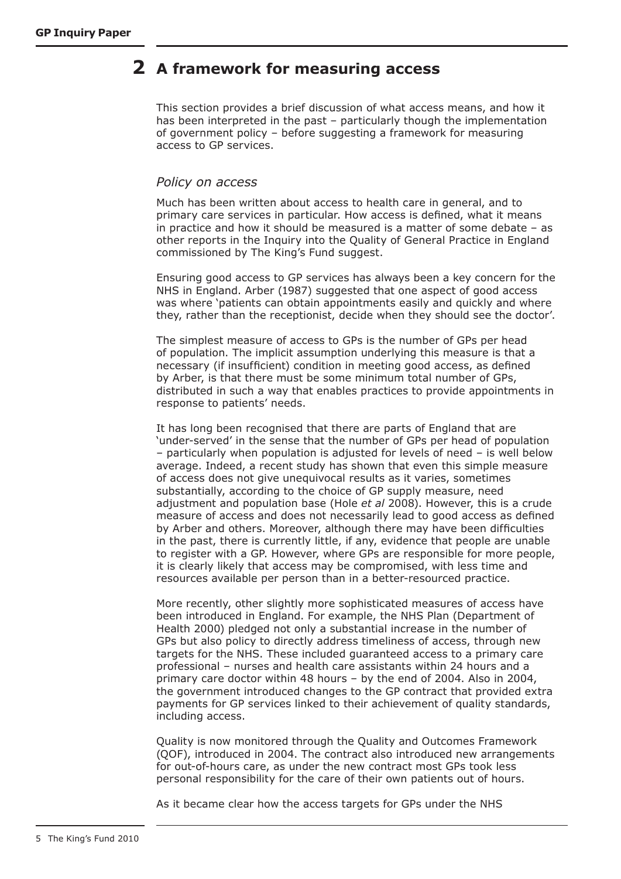# 2 A framework for measuring access

This section provides a brief discussion of what access means, and how it has been interpreted in the past – particularly though the implementation of government policy – before suggesting a framework for measuring access to GP services.

## *Policy on access*

Much has been written about access to health care in general, and to primary care services in particular. How access is defined, what it means in practice and how it should be measured is a matter of some debate – as other reports in the Inquiry into the Quality of General Practice in England commissioned by The King's Fund suggest.

Ensuring good access to GP services has always been a key concern for the NHS in England. Arber (1987) suggested that one aspect of good access was where 'patients can obtain appointments easily and quickly and where they, rather than the receptionist, decide when they should see the doctor'.

The simplest measure of access to GPs is the number of GPs per head of population. The implicit assumption underlying this measure is that a necessary (if insufficient) condition in meeting good access, as defined by Arber, is that there must be some minimum total number of GPs, distributed in such a way that enables practices to provide appointments in response to patients' needs.

It has long been recognised that there are parts of England that are 'under-served' in the sense that the number of GPs per head of population – particularly when population is adjusted for levels of need – is well below average. Indeed, a recent study has shown that even this simple measure of access does not give unequivocal results as it varies, sometimes substantially, according to the choice of GP supply measure, need adjustment and population base (Hole *et al* 2008). However, this is a crude measure of access and does not necessarily lead to good access as defined by Arber and others. Moreover, although there may have been difficulties in the past, there is currently little, if any, evidence that people are unable to register with a GP. However, where GPs are responsible for more people, it is clearly likely that access may be compromised, with less time and resources available per person than in a better-resourced practice.

More recently, other slightly more sophisticated measures of access have been introduced in England. For example, the NHS Plan (Department of Health 2000) pledged not only a substantial increase in the number of GPs but also policy to directly address timeliness of access, through new targets for the NHS. These included guaranteed access to a primary care professional – nurses and health care assistants within 24 hours and a primary care doctor within 48 hours – by the end of 2004. Also in 2004, the government introduced changes to the GP contract that provided extra payments for GP services linked to their achievement of quality standards, including access.

Quality is now monitored through the Quality and Outcomes Framework (QOF), introduced in 2004. The contract also introduced new arrangements for out-of-hours care, as under the new contract most GPs took less personal responsibility for the care of their own patients out of hours.

As it became clear how the access targets for GPs under the NHS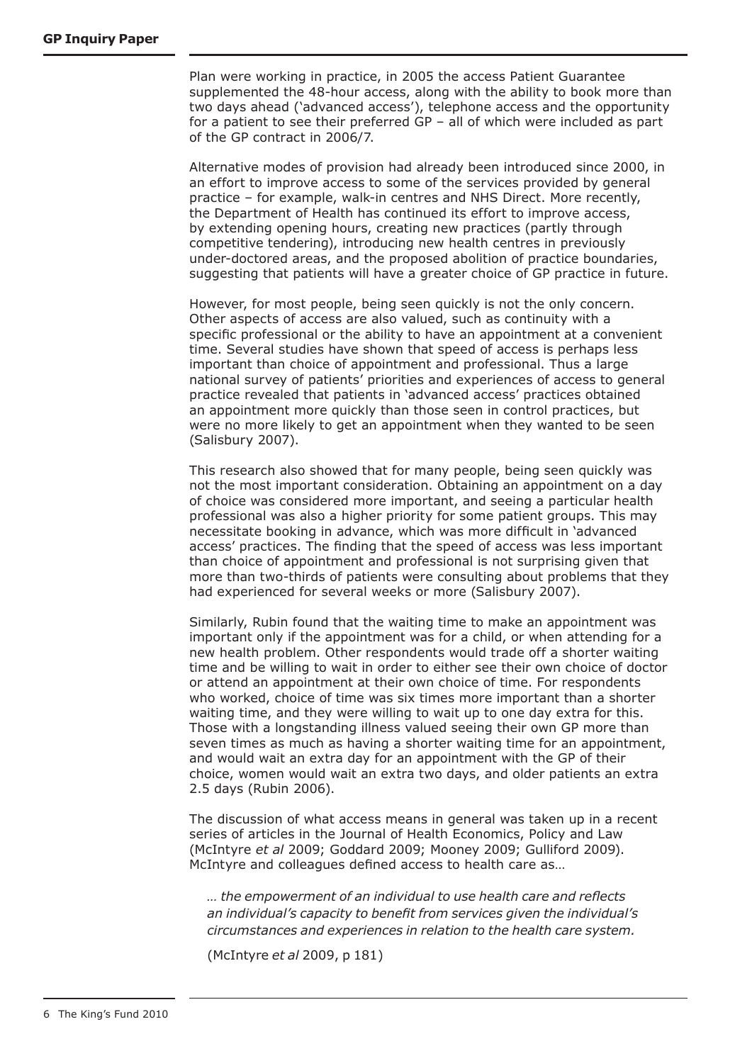Plan were working in practice, in 2005 the access Patient Guarantee supplemented the 48-hour access, along with the ability to book more than two days ahead ('advanced access'), telephone access and the opportunity for a patient to see their preferred GP – all of which were included as part of the GP contract in 2006/7.

Alternative modes of provision had already been introduced since 2000, in an effort to improve access to some of the services provided by general practice – for example, walk-in centres and NHS Direct. More recently, the Department of Health has continued its effort to improve access, by extending opening hours, creating new practices (partly through competitive tendering), introducing new health centres in previously under-doctored areas, and the proposed abolition of practice boundaries, suggesting that patients will have a greater choice of GP practice in future.

However, for most people, being seen quickly is not the only concern. Other aspects of access are also valued, such as continuity with a specific professional or the ability to have an appointment at a convenient time. Several studies have shown that speed of access is perhaps less important than choice of appointment and professional. Thus a large national survey of patients' priorities and experiences of access to general practice revealed that patients in 'advanced access' practices obtained an appointment more quickly than those seen in control practices, but were no more likely to get an appointment when they wanted to be seen (Salisbury 2007).

This research also showed that for many people, being seen quickly was not the most important consideration. Obtaining an appointment on a day of choice was considered more important, and seeing a particular health professional was also a higher priority for some patient groups. This may necessitate booking in advance, which was more difficult in 'advanced access' practices. The finding that the speed of access was less important than choice of appointment and professional is not surprising given that more than two-thirds of patients were consulting about problems that they had experienced for several weeks or more (Salisbury 2007).

Similarly, Rubin found that the waiting time to make an appointment was important only if the appointment was for a child, or when attending for a new health problem. Other respondents would trade off a shorter waiting time and be willing to wait in order to either see their own choice of doctor or attend an appointment at their own choice of time. For respondents who worked, choice of time was six times more important than a shorter waiting time, and they were willing to wait up to one day extra for this. Those with a longstanding illness valued seeing their own GP more than seven times as much as having a shorter waiting time for an appointment, and would wait an extra day for an appointment with the GP of their choice, women would wait an extra two days, and older patients an extra 2.5 days (Rubin 2006).

The discussion of what access means in general was taken up in a recent series of articles in the Journal of Health Economics, Policy and Law (McIntyre *et al* 2009; Goddard 2009; Mooney 2009; Gulliford 2009). McIntyre and colleagues defined access to health care as…

> *… the empowerment of an individual to use health care and reflects an individual's capacity to benefit from services given the individual's circumstances and experiences in relation to the health care system.*
>
> (McIntyre *et al* 2009, p 181)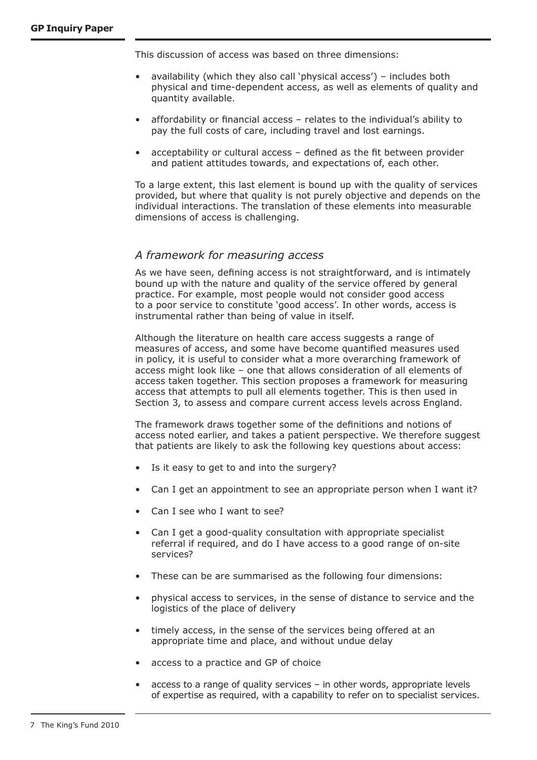This discussion of access was based on three dimensions:

- availability (which they also call 'physical access') – includes both physical and time-dependent access, as well as elements of quality and quantity available.
- affordability or financial access – relates to the individual's ability to pay the full costs of care, including travel and lost earnings.
- acceptability or cultural access – defined as the fit between provider and patient attitudes towards, and expectations of, each other.

To a large extent, this last element is bound up with the quality of services provided, but where that quality is not purely objective and depends on the individual interactions. The translation of these elements into measurable dimensions of access is challenging.

### *A framework for measuring access*

As we have seen, defining access is not straightforward, and is intimately bound up with the nature and quality of the service offered by general practice. For example, most people would not consider good access to a poor service to constitute 'good access'. In other words, access is instrumental rather than being of value in itself.

Although the literature on health care access suggests a range of measures of access, and some have become quantified measures used in policy, it is useful to consider what a more overarching framework of access might look like – one that allows consideration of all elements of access taken together. This section proposes a framework for measuring access that attempts to pull all elements together. This is then used in Section 3, to assess and compare current access levels across England.

The framework draws together some of the definitions and notions of access noted earlier, and takes a patient perspective. We therefore suggest that patients are likely to ask the following key questions about access:

- Is it easy to get to and into the surgery?
- Can I get an appointment to see an appropriate person when I want it?
- Can I see who I want to see?
- Can I get a good-quality consultation with appropriate specialist referral if required, and do I have access to a good range of on-site services?
- These can be are summarised as the following four dimensions:
- physical access to services, in the sense of distance to service and the logistics of the place of delivery
- timely access, in the sense of the services being offered at an appropriate time and place, and without undue delay
- access to a practice and GP of choice
- access to a range of quality services – in other words, appropriate levels of expertise as required, with a capability to refer on to specialist services.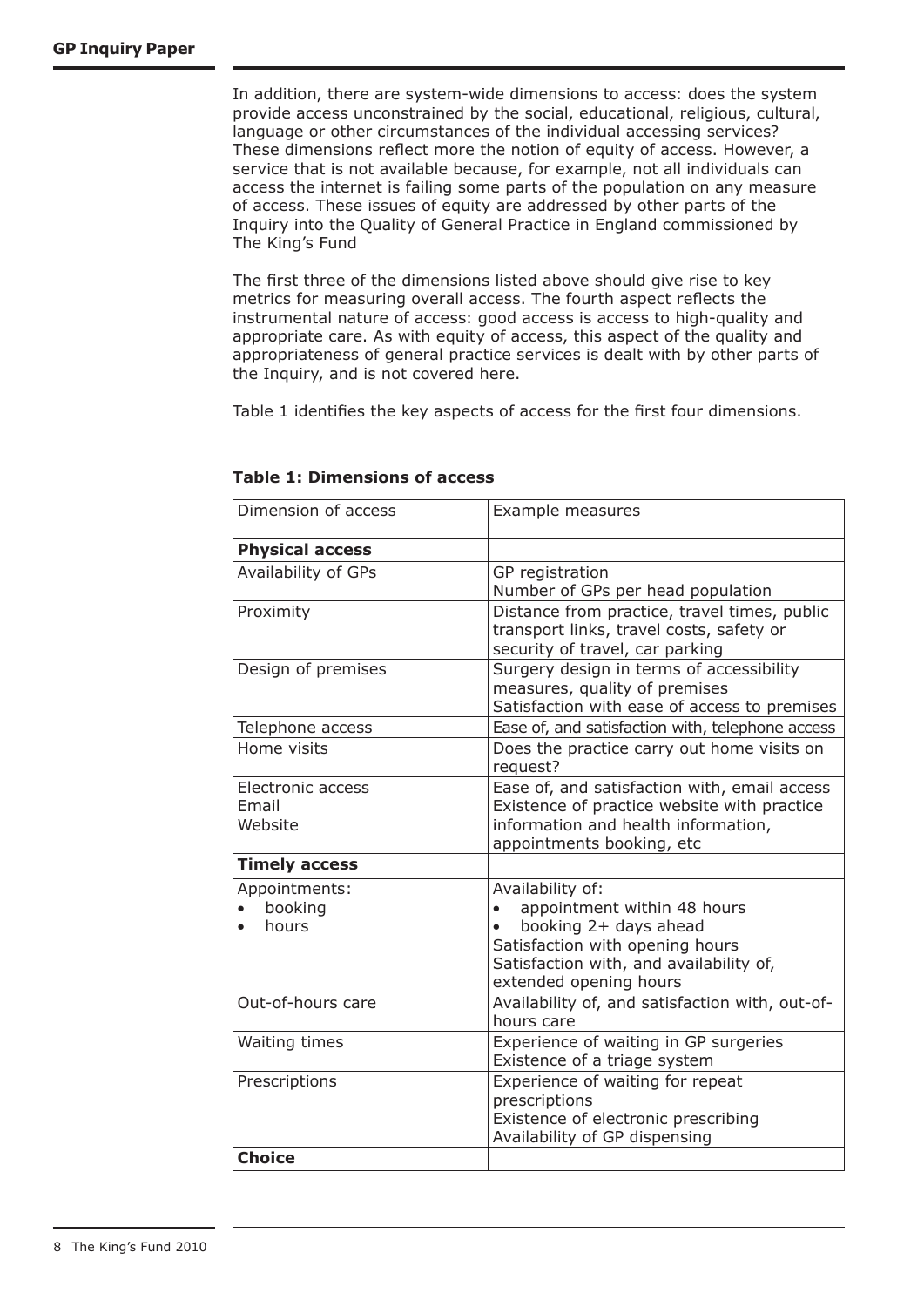In addition, there are system-wide dimensions to access: does the system provide access unconstrained by the social, educational, religious, cultural, language or other circumstances of the individual accessing services? These dimensions reflect more the notion of equity of access. However, a service that is not available because, for example, not all individuals can access the internet is failing some parts of the population on any measure of access. These issues of equity are addressed by other parts of the Inquiry into the Quality of General Practice in England commissioned by The King's Fund

The first three of the dimensions listed above should give rise to key metrics for measuring overall access. The fourth aspect reflects the instrumental nature of access: good access is access to high-quality and appropriate care. As with equity of access, this aspect of the quality and appropriateness of general practice services is dealt with by other parts of the Inquiry, and is not covered here.

Table 1 identifies the key aspects of access for the first four dimensions.

**Table 1: Dimensions of access**

| Dimension of access | Example measures |
|---|---|
| **Physical access** | |
| Availability of GPs | GP registration<br>Number of GPs per head population |
| Proximity | Distance from practice, travel times, public transport links, travel costs, safety or security of travel, car parking |
| Design of premises | Surgery design in terms of accessibility measures, quality of premises<br>Satisfaction with ease of access to premises |
| Telephone access | Ease of, and satisfaction with, telephone access |
| Home visits | Does the practice carry out home visits on request? |
| Electronic access<br>Email<br>Website | Ease of, and satisfaction with, email access<br>Existence of practice website with practice information and health information, appointments booking, etc |
| **Timely access** | |
| Appointments:<br>• booking<br>• hours | Availability of:<br>• appointment within 48 hours<br>• booking 2+ days ahead<br>Satisfaction with opening hours<br>Satisfaction with, and availability of, extended opening hours |
| Out-of-hours care | Availability of, and satisfaction with, out-of-hours care |
| Waiting times | Experience of waiting in GP surgeries<br>Existence of a triage system |
| Prescriptions | Experience of waiting for repeat prescriptions<br>Existence of electronic prescribing<br>Availability of GP dispensing |
| **Choice** | |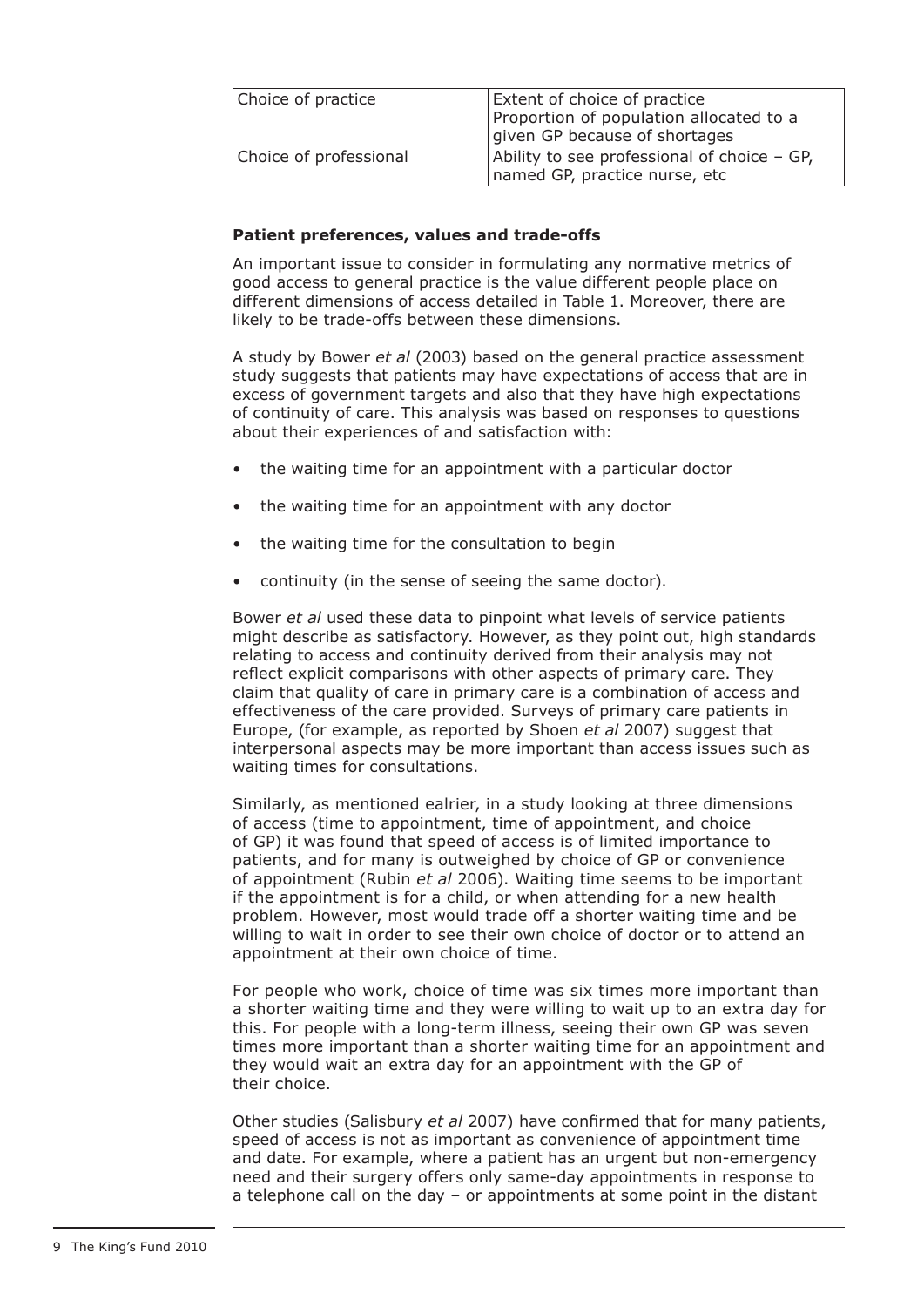| Choice of practice | Extent of choice of practice<br>Proportion of population allocated to a given GP because of shortages |
| --- | --- |
| Choice of professional | Ability to see professional of choice – GP, named GP, practice nurse, etc |

**Patient preferences, values and trade-offs**

An important issue to consider in formulating any normative metrics of good access to general practice is the value different people place on different dimensions of access detailed in Table 1. Moreover, there are likely to be trade-offs between these dimensions.

A study by Bower *et al* (2003) based on the general practice assessment study suggests that patients may have expectations of access that are in excess of government targets and also that they have high expectations of continuity of care. This analysis was based on responses to questions about their experiences of and satisfaction with:

- the waiting time for an appointment with a particular doctor
- the waiting time for an appointment with any doctor
- the waiting time for the consultation to begin
- continuity (in the sense of seeing the same doctor).

Bower *et al* used these data to pinpoint what levels of service patients might describe as satisfactory. However, as they point out, high standards relating to access and continuity derived from their analysis may not reflect explicit comparisons with other aspects of primary care. They claim that quality of care in primary care is a combination of access and effectiveness of the care provided. Surveys of primary care patients in Europe, (for example, as reported by Shoen *et al* 2007) suggest that interpersonal aspects may be more important than access issues such as waiting times for consultations.

Similarly, as mentioned ealrier, in a study looking at three dimensions of access (time to appointment, time of appointment, and choice of GP) it was found that speed of access is of limited importance to patients, and for many is outweighed by choice of GP or convenience of appointment (Rubin *et al* 2006). Waiting time seems to be important if the appointment is for a child, or when attending for a new health problem. However, most would trade off a shorter waiting time and be willing to wait in order to see their own choice of doctor or to attend an appointment at their own choice of time.

For people who work, choice of time was six times more important than a shorter waiting time and they were willing to wait up to an extra day for this. For people with a long-term illness, seeing their own GP was seven times more important than a shorter waiting time for an appointment and they would wait an extra day for an appointment with the GP of their choice.

Other studies (Salisbury *et al* 2007) have confirmed that for many patients, speed of access is not as important as convenience of appointment time and date. For example, where a patient has an urgent but non-emergency need and their surgery offers only same-day appointments in response to a telephone call on the day – or appointments at some point in the distant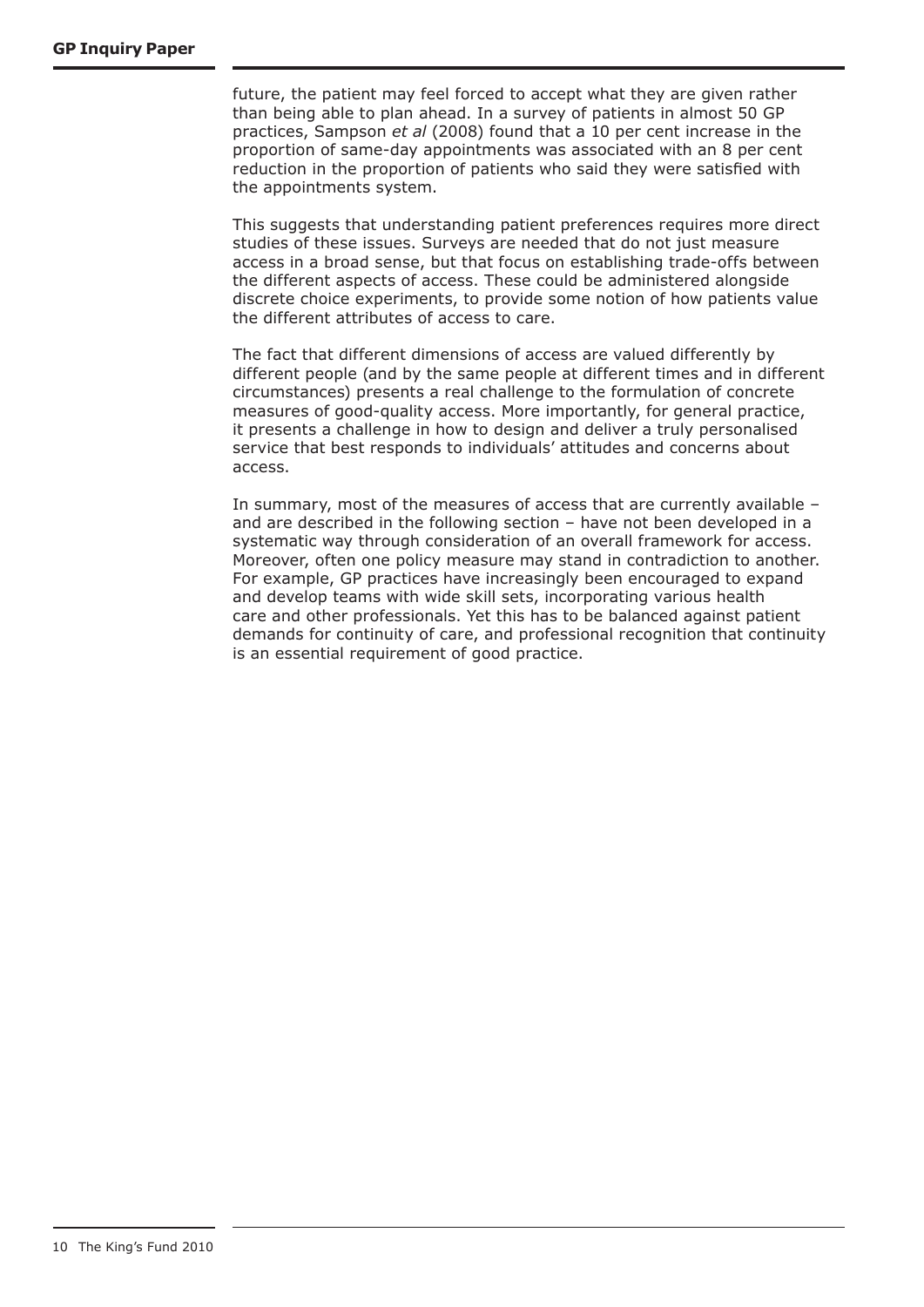future, the patient may feel forced to accept what they are given rather than being able to plan ahead. In a survey of patients in almost 50 GP practices, Sampson *et al* (2008) found that a 10 per cent increase in the proportion of same-day appointments was associated with an 8 per cent reduction in the proportion of patients who said they were satisfied with the appointments system.

This suggests that understanding patient preferences requires more direct studies of these issues. Surveys are needed that do not just measure access in a broad sense, but that focus on establishing trade-offs between the different aspects of access. These could be administered alongside discrete choice experiments, to provide some notion of how patients value the different attributes of access to care.

The fact that different dimensions of access are valued differently by different people (and by the same people at different times and in different circumstances) presents a real challenge to the formulation of concrete measures of good-quality access. More importantly, for general practice, it presents a challenge in how to design and deliver a truly personalised service that best responds to individuals' attitudes and concerns about access.

In summary, most of the measures of access that are currently available – and are described in the following section – have not been developed in a systematic way through consideration of an overall framework for access. Moreover, often one policy measure may stand in contradiction to another. For example, GP practices have increasingly been encouraged to expand and develop teams with wide skill sets, incorporating various health care and other professionals. Yet this has to be balanced against patient demands for continuity of care, and professional recognition that continuity is an essential requirement of good practice.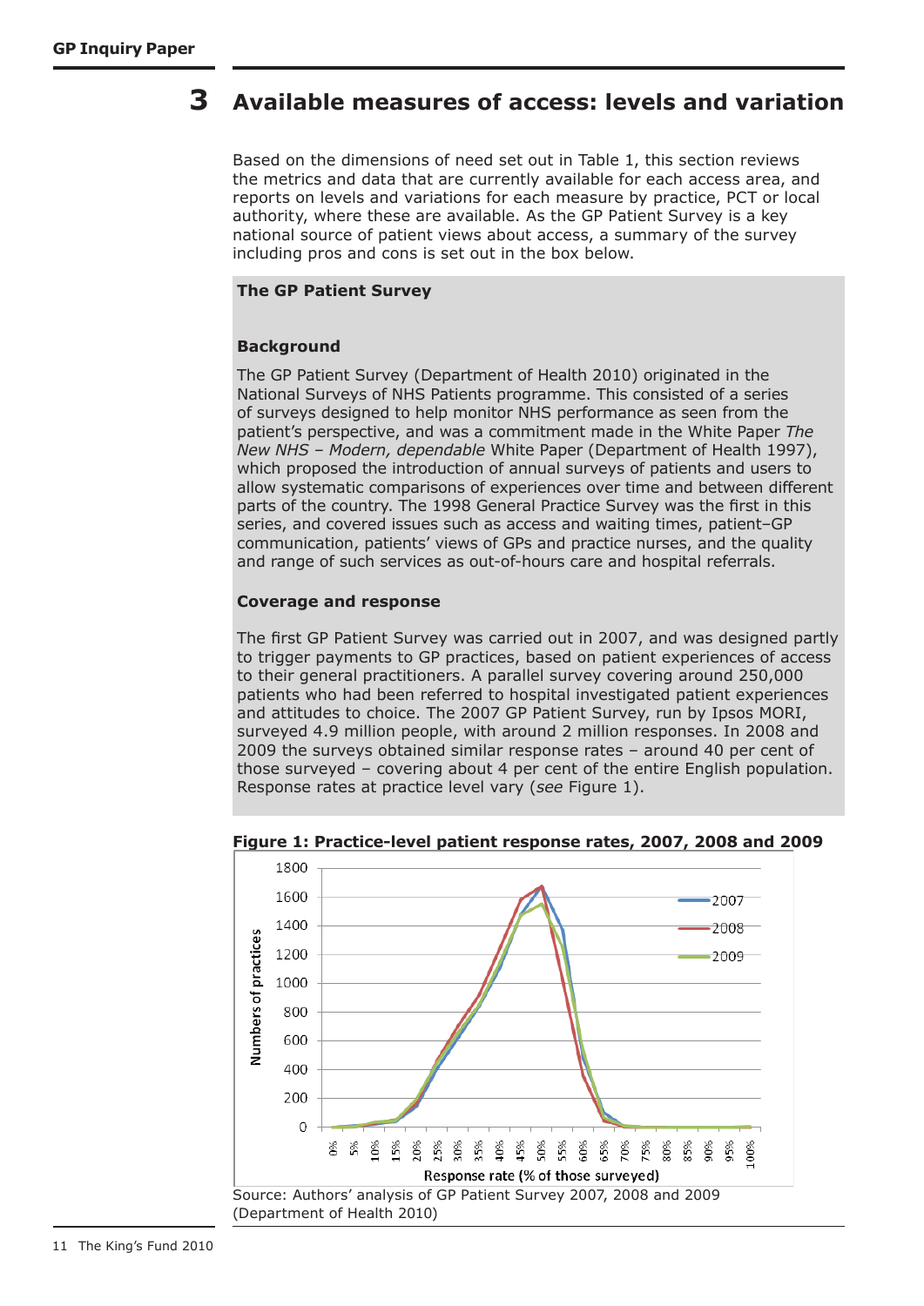# 3 Available measures of access: levels and variation

Based on the dimensions of need set out in Table 1, this section reviews the metrics and data that are currently available for each access area, and reports on levels and variations for each measure by practice, PCT or local authority, where these are available. As the GP Patient Survey is a key national source of patient views about access, a summary of the survey including pros and cons is set out in the box below.

**The GP Patient Survey**

**Background**

The GP Patient Survey (Department of Health 2010) originated in the National Surveys of NHS Patients programme. This consisted of a series of surveys designed to help monitor NHS performance as seen from the patient's perspective, and was a commitment made in the White Paper *The New NHS – Modern, dependable* White Paper (Department of Health 1997), which proposed the introduction of annual surveys of patients and users to allow systematic comparisons of experiences over time and between different parts of the country. The 1998 General Practice Survey was the first in this series, and covered issues such as access and waiting times, patient–GP communication, patients' views of GPs and practice nurses, and the quality and range of such services as out-of-hours care and hospital referrals.

**Coverage and response**

The first GP Patient Survey was carried out in 2007, and was designed partly to trigger payments to GP practices, based on patient experiences of access to their general practitioners. A parallel survey covering around 250,000 patients who had been referred to hospital investigated patient experiences and attitudes to choice. The 2007 GP Patient Survey, run by Ipsos MORI, surveyed 4.9 million people, with around 2 million responses. In 2008 and 2009 the surveys obtained similar response rates – around 40 per cent of those surveyed – covering about 4 per cent of the entire English population. Response rates at practice level vary (*see* Figure 1).

**Figure 1: Practice-level patient response rates, 2007, 2008 and 2009**

Source: Authors' analysis of GP Patient Survey 2007, 2008 and 2009 (Department of Health 2010)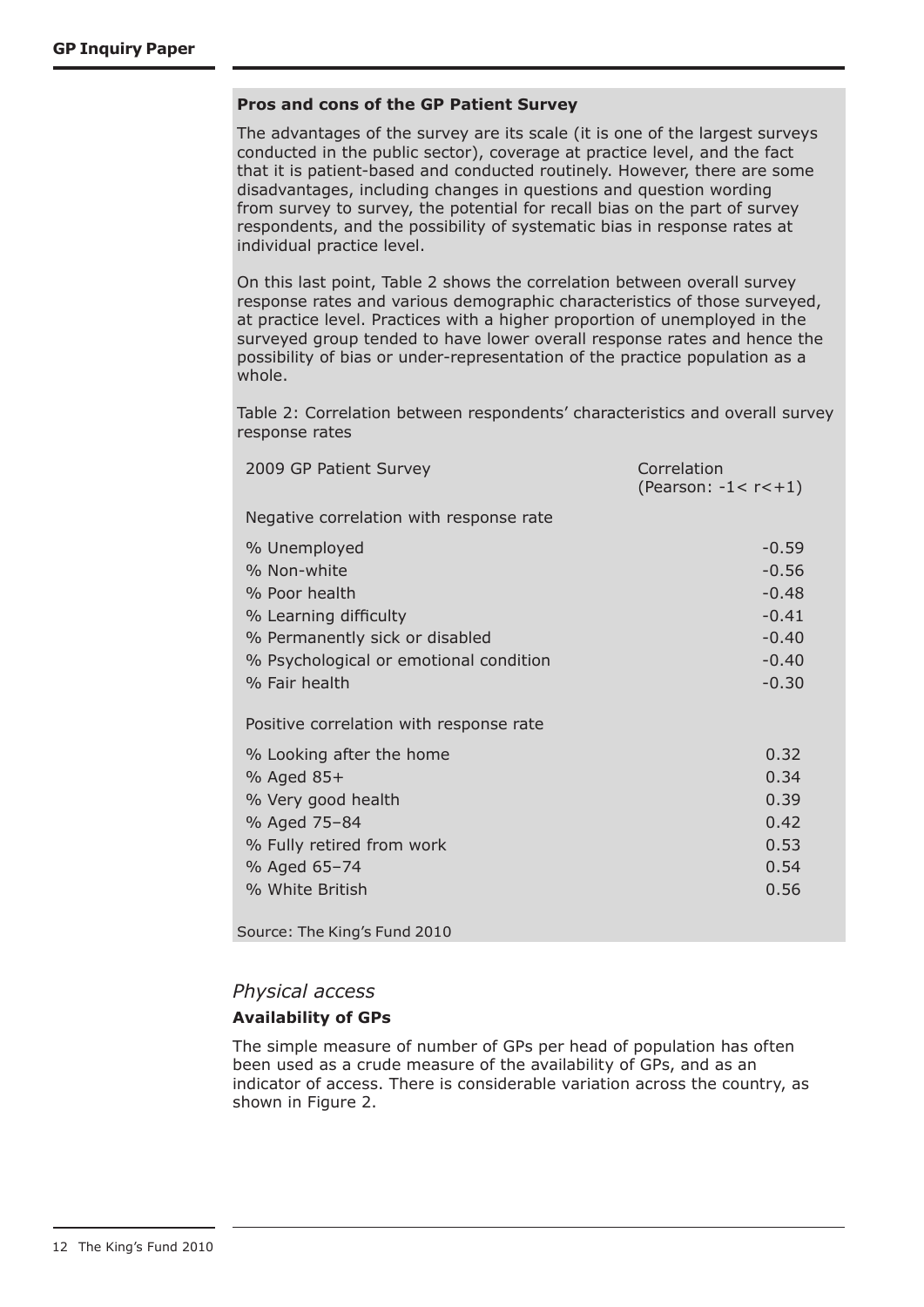### Pros and cons of the GP Patient Survey

The advantages of the survey are its scale (it is one of the largest surveys conducted in the public sector), coverage at practice level, and the fact that it is patient-based and conducted routinely. However, there are some disadvantages, including changes in questions and question wording from survey to survey, the potential for recall bias on the part of survey respondents, and the possibility of systematic bias in response rates at individual practice level.

On this last point, Table 2 shows the correlation between overall survey response rates and various demographic characteristics of those surveyed, at practice level. Practices with a higher proportion of unemployed in the surveyed group tended to have lower overall response rates and hence the possibility of bias or under-representation of the practice population as a whole.

Table 2: Correlation between respondents' characteristics and overall survey response rates

| 2009 GP Patient Survey | Correlation (Pearson: $-1 < r < +1$) |
|---|---|
| Negative correlation with response rate | |
| % Unemployed | -0.59 |
| % Non-white | -0.56 |
| % Poor health | -0.48 |
| % Learning difficulty | -0.41 |
| % Permanently sick or disabled | -0.40 |
| % Psychological or emotional condition | -0.40 |
| % Fair health | -0.30 |
| Positive correlation with response rate | |
| % Looking after the home | 0.32 |
| % Aged 85+ | 0.34 |
| % Very good health | 0.39 |
| % Aged 75–84 | 0.42 |
| % Fully retired from work | 0.53 |
| % Aged 65–74 | 0.54 |
| % White British | 0.56 |

Source: The King's Fund 2010

## *Physical access*

### Availability of GPs

The simple measure of number of GPs per head of population has often been used as a crude measure of the availability of GPs, and as an indicator of access. There is considerable variation across the country, as shown in Figure 2.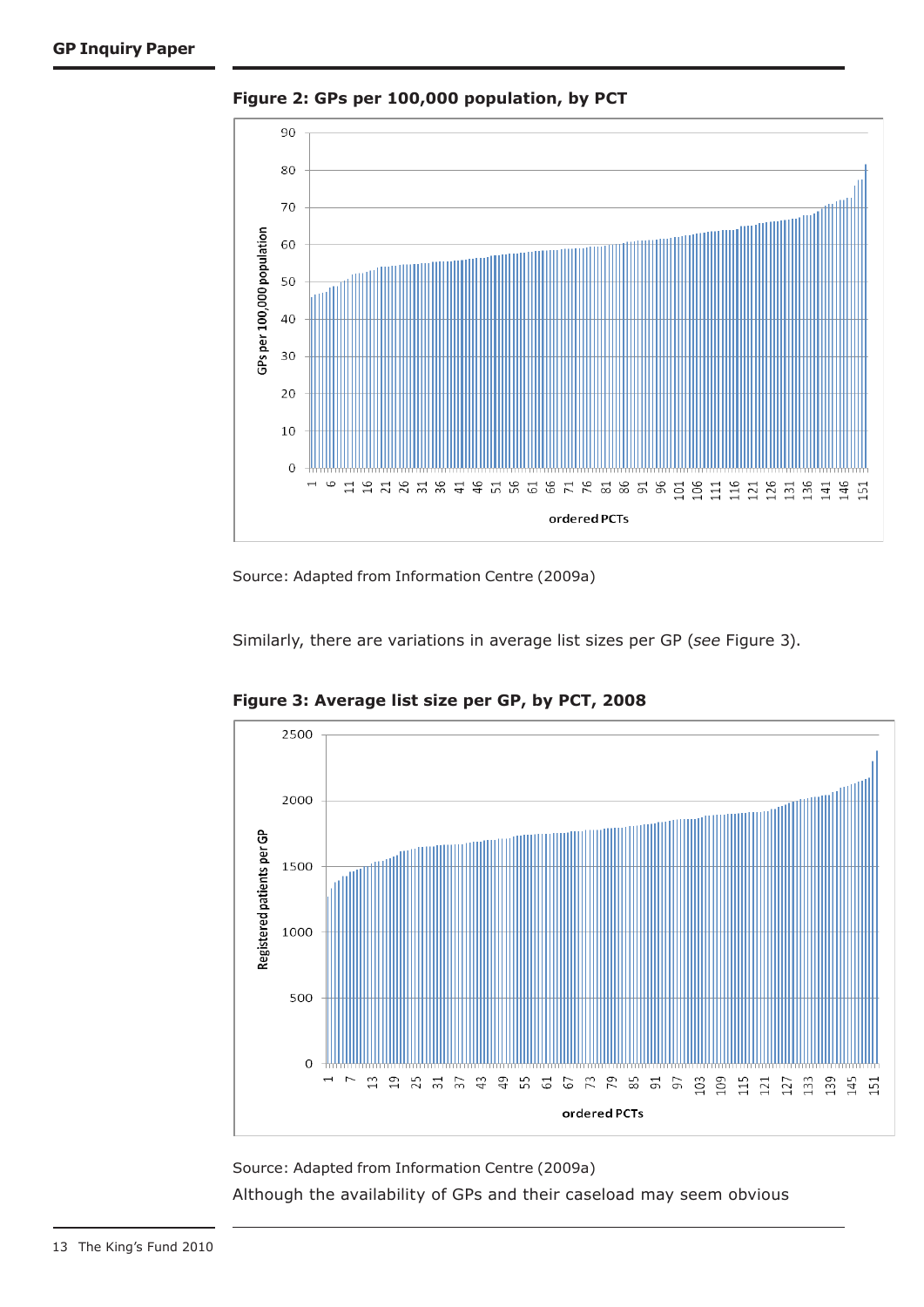**Figure 2: GPs per 100,000 population, by PCT**

Source: Adapted from Information Centre (2009a)

Similarly, there are variations in average list sizes per GP (*see* Figure 3).

**Figure 3: Average list size per GP, by PCT, 2008**

Source: Adapted from Information Centre (2009a)

Although the availability of GPs and their caseload may seem obvious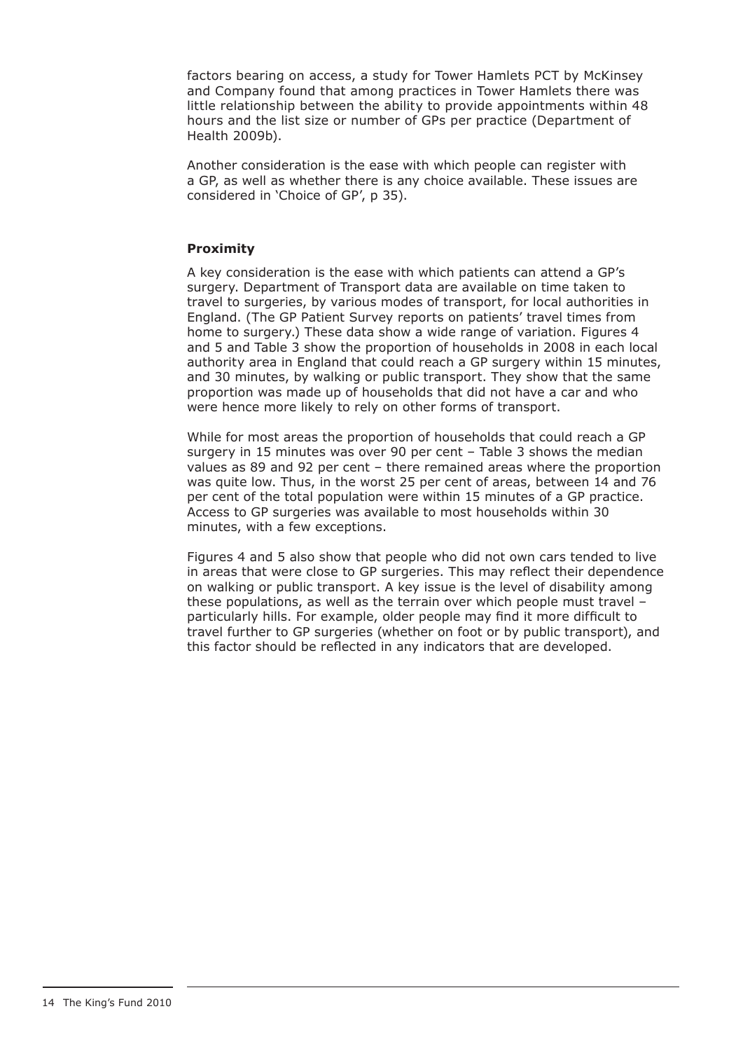factors bearing on access, a study for Tower Hamlets PCT by McKinsey and Company found that among practices in Tower Hamlets there was little relationship between the ability to provide appointments within 48 hours and the list size or number of GPs per practice (Department of Health 2009b).

Another consideration is the ease with which people can register with a GP, as well as whether there is any choice available. These issues are considered in 'Choice of GP', p 35).

### Proximity

A key consideration is the ease with which patients can attend a GP's surgery. Department of Transport data are available on time taken to travel to surgeries, by various modes of transport, for local authorities in England. (The GP Patient Survey reports on patients' travel times from home to surgery.) These data show a wide range of variation. Figures 4 and 5 and Table 3 show the proportion of households in 2008 in each local authority area in England that could reach a GP surgery within 15 minutes, and 30 minutes, by walking or public transport. They show that the same proportion was made up of households that did not have a car and who were hence more likely to rely on other forms of transport.

While for most areas the proportion of households that could reach a GP surgery in 15 minutes was over 90 per cent – Table 3 shows the median values as 89 and 92 per cent – there remained areas where the proportion was quite low. Thus, in the worst 25 per cent of areas, between 14 and 76 per cent of the total population were within 15 minutes of a GP practice. Access to GP surgeries was available to most households within 30 minutes, with a few exceptions.

Figures 4 and 5 also show that people who did not own cars tended to live in areas that were close to GP surgeries. This may reflect their dependence on walking or public transport. A key issue is the level of disability among these populations, as well as the terrain over which people must travel – particularly hills. For example, older people may find it more difficult to travel further to GP surgeries (whether on foot or by public transport), and this factor should be reflected in any indicators that are developed.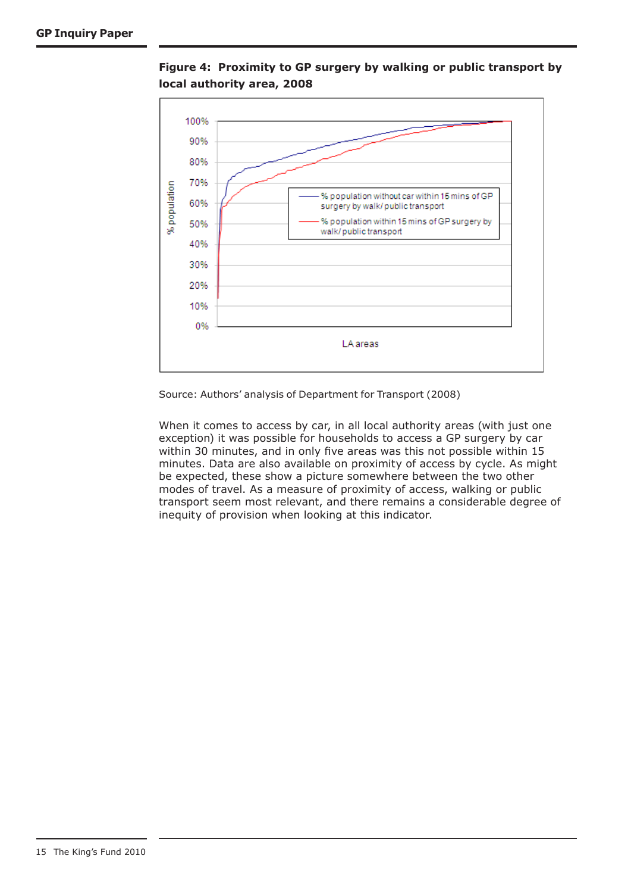**Figure 4: Proximity to GP surgery by walking or public transport by local authority area, 2008**

Source: Authors' analysis of Department for Transport (2008)

When it comes to access by car, in all local authority areas (with just one exception) it was possible for households to access a GP surgery by car within 30 minutes, and in only five areas was this not possible within 15 minutes. Data are also available on proximity of access by cycle. As might be expected, these show a picture somewhere between the two other modes of travel. As a measure of proximity of access, walking or public transport seem most relevant, and there remains a considerable degree of inequity of provision when looking at this indicator.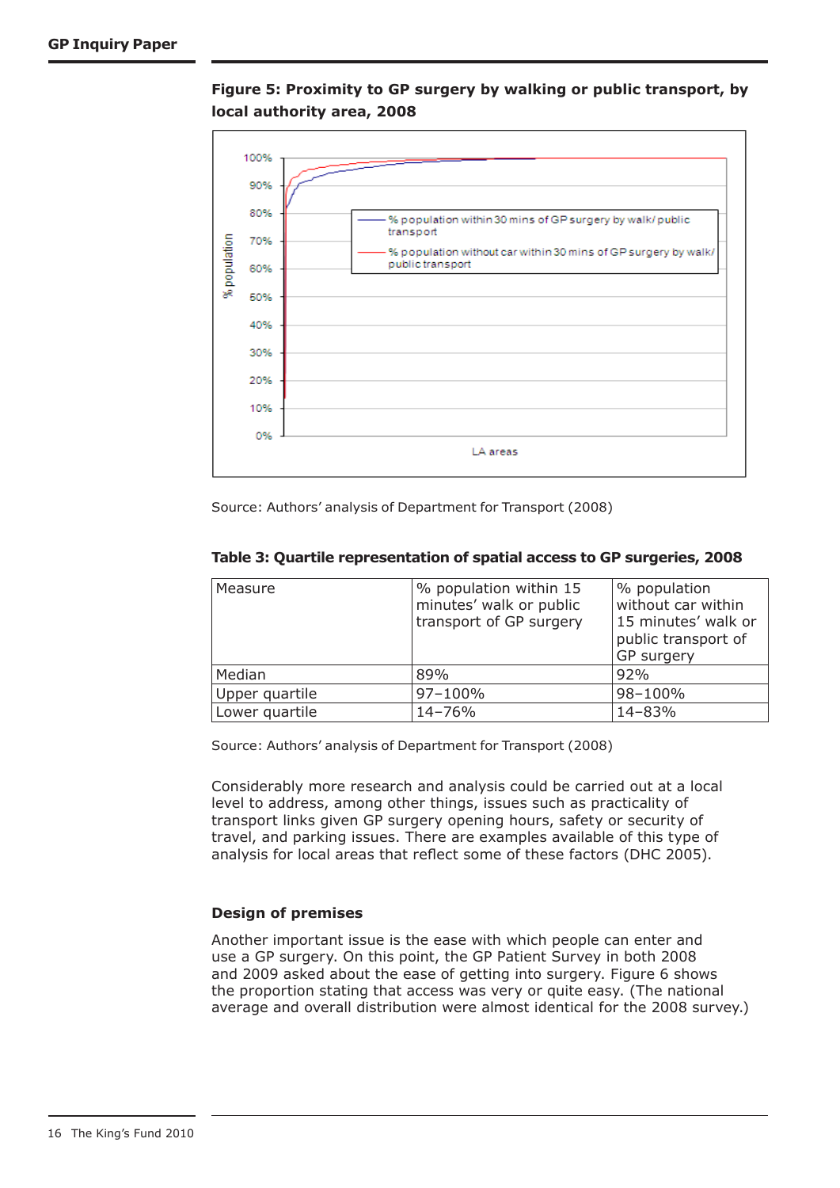**Figure 5: Proximity to GP surgery by walking or public transport, by local authority area, 2008**

Source: Authors' analysis of Department for Transport (2008)

**Table 3: Quartile representation of spatial access to GP surgeries, 2008**

| Measure | % population within 15 minutes' walk or public transport of GP surgery | % population without car within 15 minutes' walk or public transport of GP surgery |
|---|---|---|
| Median | 89% | 92% |
| Upper quartile | 97–100% | 98–100% |
| Lower quartile | 14–76% | 14–83% |

Source: Authors' analysis of Department for Transport (2008)

Considerably more research and analysis could be carried out at a local level to address, among other things, issues such as practicality of transport links given GP surgery opening hours, safety or security of travel, and parking issues. There are examples available of this type of analysis for local areas that reflect some of these factors (DHC 2005).

### Design of premises

Another important issue is the ease with which people can enter and use a GP surgery. On this point, the GP Patient Survey in both 2008 and 2009 asked about the ease of getting into surgery. Figure 6 shows the proportion stating that access was very or quite easy. (The national average and overall distribution were almost identical for the 2008 survey.)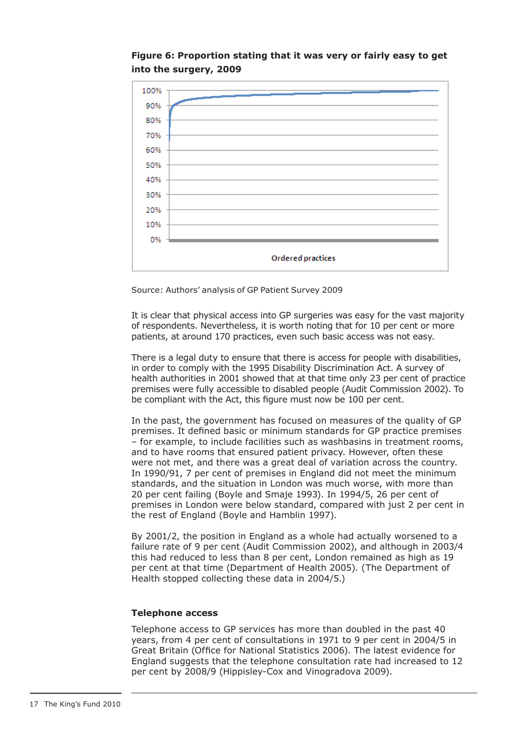**Figure 6: Proportion stating that it was very or fairly easy to get into the surgery, 2009**

Source: Authors' analysis of GP Patient Survey 2009

It is clear that physical access into GP surgeries was easy for the vast majority of respondents. Nevertheless, it is worth noting that for 10 per cent or more patients, at around 170 practices, even such basic access was not easy.

There is a legal duty to ensure that there is access for people with disabilities, in order to comply with the 1995 Disability Discrimination Act. A survey of health authorities in 2001 showed that at that time only 23 per cent of practice premises were fully accessible to disabled people (Audit Commission 2002). To be compliant with the Act, this figure must now be 100 per cent.

In the past, the government has focused on measures of the quality of GP premises. It defined basic or minimum standards for GP practice premises – for example, to include facilities such as washbasins in treatment rooms, and to have rooms that ensured patient privacy. However, often these were not met, and there was a great deal of variation across the country. In 1990/91, 7 per cent of premises in England did not meet the minimum standards, and the situation in London was much worse, with more than 20 per cent failing (Boyle and Smaje 1993). In 1994/5, 26 per cent of premises in London were below standard, compared with just 2 per cent in the rest of England (Boyle and Hamblin 1997).

By 2001/2, the position in England as a whole had actually worsened to a failure rate of 9 per cent (Audit Commission 2002), and although in 2003/4 this had reduced to less than 8 per cent, London remained as high as 19 per cent at that time (Department of Health 2005). (The Department of Health stopped collecting these data in 2004/5.)

### Telephone access

Telephone access to GP services has more than doubled in the past 40 years, from 4 per cent of consultations in 1971 to 9 per cent in 2004/5 in Great Britain (Office for National Statistics 2006). The latest evidence for England suggests that the telephone consultation rate had increased to 12 per cent by 2008/9 (Hippisley-Cox and Vinogradova 2009).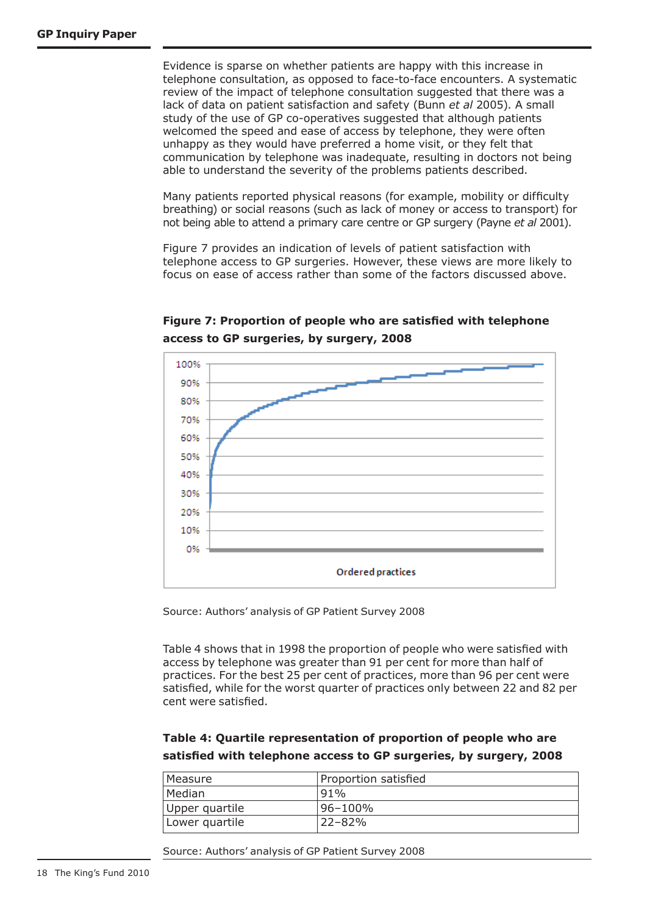Evidence is sparse on whether patients are happy with this increase in telephone consultation, as opposed to face-to-face encounters. A systematic review of the impact of telephone consultation suggested that there was a lack of data on patient satisfaction and safety (Bunn *et al* 2005). A small study of the use of GP co-operatives suggested that although patients welcomed the speed and ease of access by telephone, they were often unhappy as they would have preferred a home visit, or they felt that communication by telephone was inadequate, resulting in doctors not being able to understand the severity of the problems patients described.

Many patients reported physical reasons (for example, mobility or difficulty breathing) or social reasons (such as lack of money or access to transport) for not being able to attend a primary care centre or GP surgery (Payne *et al* 2001).

Figure 7 provides an indication of levels of patient satisfaction with telephone access to GP surgeries. However, these views are more likely to focus on ease of access rather than some of the factors discussed above.

**Figure 7: Proportion of people who are satisfied with telephone access to GP surgeries, by surgery, 2008**

Source: Authors' analysis of GP Patient Survey 2008

Table 4 shows that in 1998 the proportion of people who were satisfied with access by telephone was greater than 91 per cent for more than half of practices. For the best 25 per cent of practices, more than 96 per cent were satisfied, while for the worst quarter of practices only between 22 and 82 per cent were satisfied.

**Table 4: Quartile representation of proportion of people who are satisfied with telephone access to GP surgeries, by surgery, 2008**

| Measure | Proportion satisfied |
|---|---|
| Median | 91% |
| Upper quartile | 96–100% |
| Lower quartile | 22–82% |

Source: Authors' analysis of GP Patient Survey 2008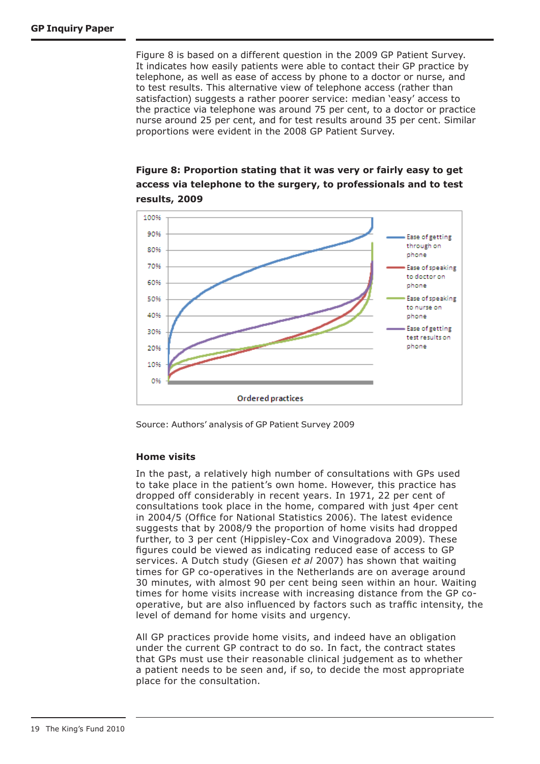Figure 8 is based on a different question in the 2009 GP Patient Survey. It indicates how easily patients were able to contact their GP practice by telephone, as well as ease of access by phone to a doctor or nurse, and to test results. This alternative view of telephone access (rather than satisfaction) suggests a rather poorer service: median 'easy' access to the practice via telephone was around 75 per cent, to a doctor or practice nurse around 25 per cent, and for test results around 35 per cent. Similar proportions were evident in the 2008 GP Patient Survey.

**Figure 8: Proportion stating that it was very or fairly easy to get access via telephone to the surgery, to professionals and to test results, 2009**

Source: Authors' analysis of GP Patient Survey 2009

### Home visits

In the past, a relatively high number of consultations with GPs used to take place in the patient's own home. However, this practice has dropped off considerably in recent years. In 1971, 22 per cent of consultations took place in the home, compared with just 4per cent in 2004/5 (Office for National Statistics 2006). The latest evidence suggests that by 2008/9 the proportion of home visits had dropped further, to 3 per cent (Hippisley-Cox and Vinogradova 2009). These figures could be viewed as indicating reduced ease of access to GP services. A Dutch study (Giesen *et al* 2007) has shown that waiting times for GP co-operatives in the Netherlands are on average around 30 minutes, with almost 90 per cent being seen within an hour. Waiting times for home visits increase with increasing distance from the GP co-operative, but are also influenced by factors such as traffic intensity, the level of demand for home visits and urgency.

All GP practices provide home visits, and indeed have an obligation under the current GP contract to do so. In fact, the contract states that GPs must use their reasonable clinical judgement as to whether a patient needs to be seen and, if so, to decide the most appropriate place for the consultation.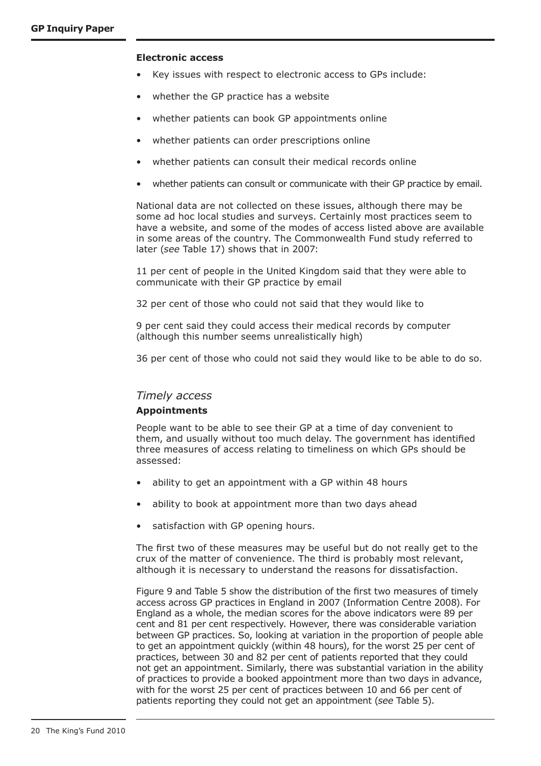**Electronic access**

- Key issues with respect to electronic access to GPs include:
- whether the GP practice has a website
- whether patients can book GP appointments online
- whether patients can order prescriptions online
- whether patients can consult their medical records online
- whether patients can consult or communicate with their GP practice by email.

National data are not collected on these issues, although there may be some ad hoc local studies and surveys. Certainly most practices seem to have a website, and some of the modes of access listed above are available in some areas of the country. The Commonwealth Fund study referred to later (*see* Table 17) shows that in 2007:

11 per cent of people in the United Kingdom said that they were able to communicate with their GP practice by email

32 per cent of those who could not said that they would like to

9 per cent said they could access their medical records by computer (although this number seems unrealistically high)

36 per cent of those who could not said they would like to be able to do so.

## *Timely access*

**Appointments**

People want to be able to see their GP at a time of day convenient to them, and usually without too much delay. The government has identified three measures of access relating to timeliness on which GPs should be assessed:

- ability to get an appointment with a GP within 48 hours
- ability to book at appointment more than two days ahead
- satisfaction with GP opening hours.

The first two of these measures may be useful but do not really get to the crux of the matter of convenience. The third is probably most relevant, although it is necessary to understand the reasons for dissatisfaction.

Figure 9 and Table 5 show the distribution of the first two measures of timely access across GP practices in England in 2007 (Information Centre 2008). For England as a whole, the median scores for the above indicators were 89 per cent and 81 per cent respectively. However, there was considerable variation between GP practices. So, looking at variation in the proportion of people able to get an appointment quickly (within 48 hours), for the worst 25 per cent of practices, between 30 and 82 per cent of patients reported that they could not get an appointment. Similarly, there was substantial variation in the ability of practices to provide a booked appointment more than two days in advance, with for the worst 25 per cent of practices between 10 and 66 per cent of patients reporting they could not get an appointment (*see* Table 5).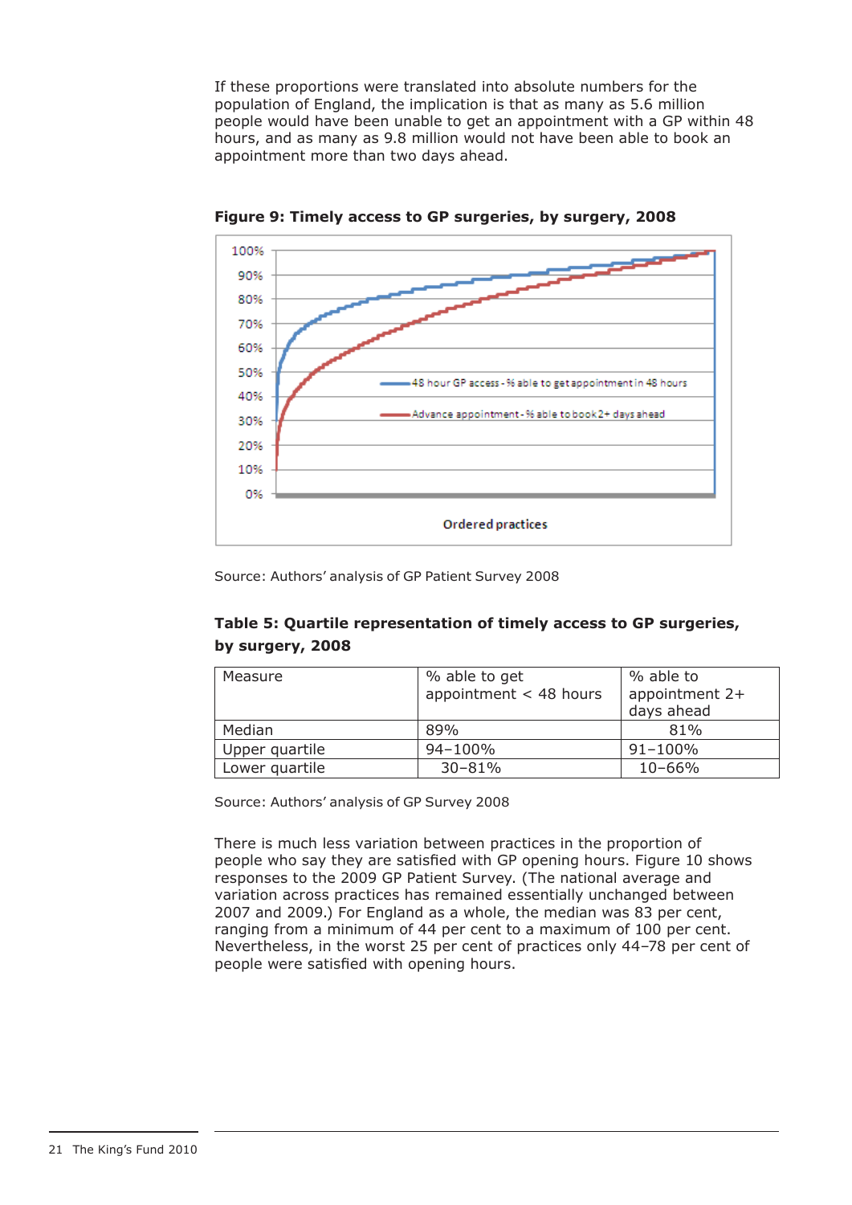If these proportions were translated into absolute numbers for the population of England, the implication is that as many as 5.6 million people would have been unable to get an appointment with a GP within 48 hours, and as many as 9.8 million would not have been able to book an appointment more than two days ahead.

**Figure 9: Timely access to GP surgeries, by surgery, 2008**

Source: Authors' analysis of GP Patient Survey 2008

**Table 5: Quartile representation of timely access to GP surgeries, by surgery, 2008**

| Measure | % able to get appointment < 48 hours | % able to appointment 2+ days ahead |
|---|---|---|
| Median | 89% | 81% |
| Upper quartile | 94–100% | 91–100% |
| Lower quartile | 30–81% | 10–66% |

Source: Authors' analysis of GP Survey 2008

There is much less variation between practices in the proportion of people who say they are satisfied with GP opening hours. Figure 10 shows responses to the 2009 GP Patient Survey. (The national average and variation across practices has remained essentially unchanged between 2007 and 2009.) For England as a whole, the median was 83 per cent, ranging from a minimum of 44 per cent to a maximum of 100 per cent. Nevertheless, in the worst 25 per cent of practices only 44–78 per cent of people were satisfied with opening hours.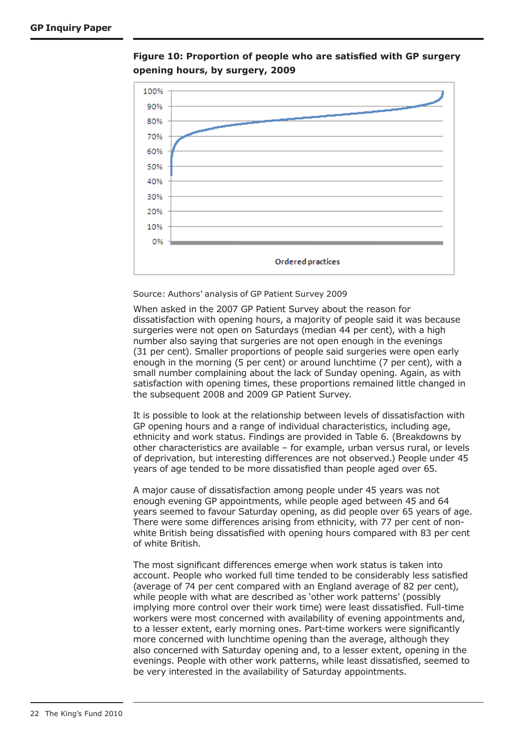**Figure 10: Proportion of people who are satisfied with GP surgery opening hours, by surgery, 2009**

Source: Authors' analysis of GP Patient Survey 2009

When asked in the 2007 GP Patient Survey about the reason for dissatisfaction with opening hours, a majority of people said it was because surgeries were not open on Saturdays (median 44 per cent), with a high number also saying that surgeries are not open enough in the evenings (31 per cent). Smaller proportions of people said surgeries were open early enough in the morning (5 per cent) or around lunchtime (7 per cent), with a small number complaining about the lack of Sunday opening. Again, as with satisfaction with opening times, these proportions remained little changed in the subsequent 2008 and 2009 GP Patient Survey.

It is possible to look at the relationship between levels of dissatisfaction with GP opening hours and a range of individual characteristics, including age, ethnicity and work status. Findings are provided in Table 6. (Breakdowns by other characteristics are available – for example, urban versus rural, or levels of deprivation, but interesting differences are not observed.) People under 45 years of age tended to be more dissatisfied than people aged over 65.

A major cause of dissatisfaction among people under 45 years was not enough evening GP appointments, while people aged between 45 and 64 years seemed to favour Saturday opening, as did people over 65 years of age. There were some differences arising from ethnicity, with 77 per cent of non-white British being dissatisfied with opening hours compared with 83 per cent of white British.

The most significant differences emerge when work status is taken into account. People who worked full time tended to be considerably less satisfied (average of 74 per cent compared with an England average of 82 per cent), while people with what are described as 'other work patterns' (possibly implying more control over their work time) were least dissatisfied. Full-time workers were most concerned with availability of evening appointments and, to a lesser extent, early morning ones. Part-time workers were significantly more concerned with lunchtime opening than the average, although they also concerned with Saturday opening and, to a lesser extent, opening in the evenings. People with other work patterns, while least dissatisfied, seemed to be very interested in the availability of Saturday appointments.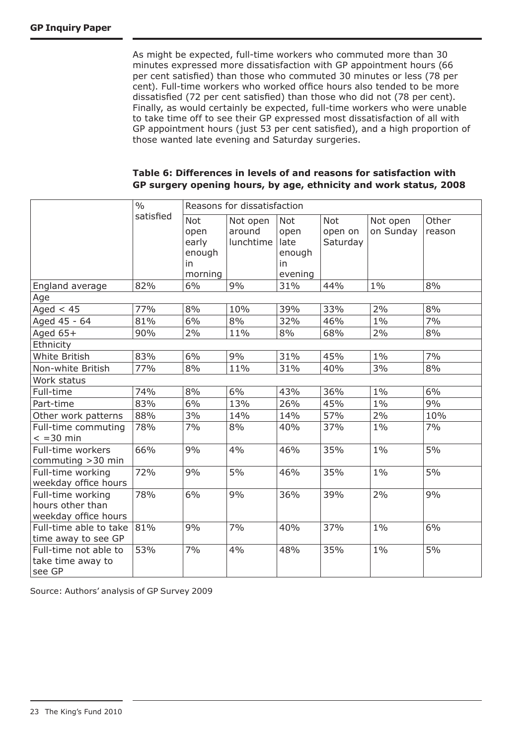As might be expected, full-time workers who commuted more than 30 minutes expressed more dissatisfaction with GP appointment hours (66 per cent satisfied) than those who commuted 30 minutes or less (78 per cent). Full-time workers who worked office hours also tended to be more dissatisfied (72 per cent satisfied) than those who did not (78 per cent). Finally, as would certainly be expected, full-time workers who were unable to take time off to see their GP expressed most dissatisfaction of all with GP appointment hours (just 53 per cent satisfied), and a high proportion of those wanted late evening and Saturday surgeries.

**Table 6: Differences in levels of and reasons for satisfaction with GP surgery opening hours, by age, ethnicity and work status, 2008**

| | % satisfied | Reasons for dissatisfaction | | | | | |
|---|---|---|---|---|---|---|---|
| | | Not open early enough in morning | Not open around lunchtime | Not open late enough in evening | Not open on Saturday | Not open on Sunday | Other reason |
| England average | 82% | 6% | 9% | 31% | 44% | 1% | 8% |
| Age | | | | | | | |
| Aged < 45 | 77% | 8% | 10% | 39% | 33% | 2% | 8% |
| Aged 45 - 64 | 81% | 6% | 8% | 32% | 46% | 1% | 7% |
| Aged 65+ | 90% | 2% | 11% | 8% | 68% | 2% | 8% |
| Ethnicity | | | | | | | |
| White British | 83% | 6% | 9% | 31% | 45% | 1% | 7% |
| Non-white British | 77% | 8% | 11% | 31% | 40% | 3% | 8% |
| Work status | | | | | | | |
| Full-time | 74% | 8% | 6% | 43% | 36% | 1% | 6% |
| Part-time | 83% | 6% | 13% | 26% | 45% | 1% | 9% |
| Other work patterns | 88% | 3% | 14% | 14% | 57% | 2% | 10% |
| Full-time commuting < =30 min | 78% | 7% | 8% | 40% | 37% | 1% | 7% |
| Full-time workers commuting >30 min | 66% | 9% | 4% | 46% | 35% | 1% | 5% |
| Full-time working weekday office hours | 72% | 9% | 5% | 46% | 35% | 1% | 5% |
| Full-time working hours other than weekday office hours | 78% | 6% | 9% | 36% | 39% | 2% | 9% |
| Full-time able to take time away to see GP | 81% | 9% | 7% | 40% | 37% | 1% | 6% |
| Full-time not able to take time away to see GP | 53% | 7% | 4% | 48% | 35% | 1% | 5% |

Source: Authors' analysis of GP Survey 2009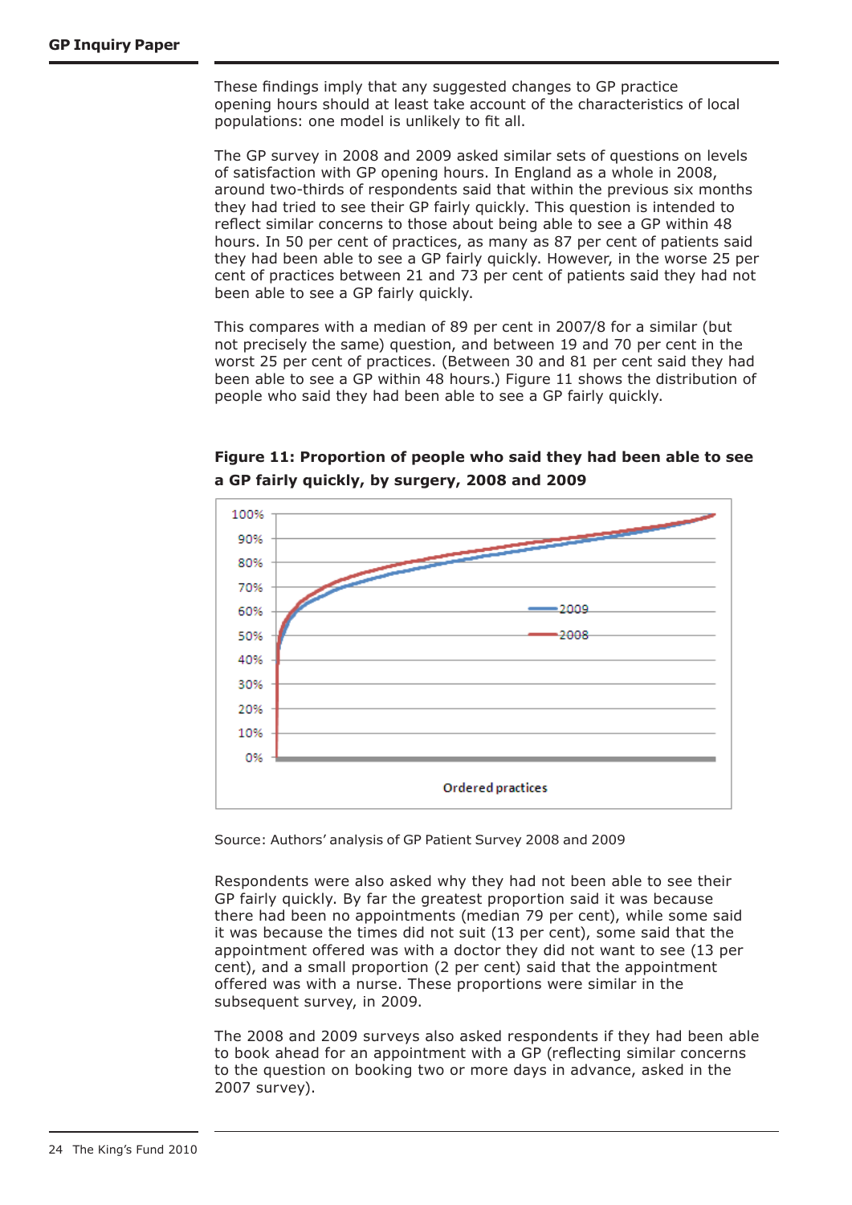These findings imply that any suggested changes to GP practice opening hours should at least take account of the characteristics of local populations: one model is unlikely to fit all.

The GP survey in 2008 and 2009 asked similar sets of questions on levels of satisfaction with GP opening hours. In England as a whole in 2008, around two-thirds of respondents said that within the previous six months they had tried to see their GP fairly quickly. This question is intended to reflect similar concerns to those about being able to see a GP within 48 hours. In 50 per cent of practices, as many as 87 per cent of patients said they had been able to see a GP fairly quickly. However, in the worse 25 per cent of practices between 21 and 73 per cent of patients said they had not been able to see a GP fairly quickly.

This compares with a median of 89 per cent in 2007/8 for a similar (but not precisely the same) question, and between 19 and 70 per cent in the worst 25 per cent of practices. (Between 30 and 81 per cent said they had been able to see a GP within 48 hours.) Figure 11 shows the distribution of people who said they had been able to see a GP fairly quickly.

**Figure 11: Proportion of people who said they had been able to see a GP fairly quickly, by surgery, 2008 and 2009**

Source: Authors' analysis of GP Patient Survey 2008 and 2009

Respondents were also asked why they had not been able to see their GP fairly quickly. By far the greatest proportion said it was because there had been no appointments (median 79 per cent), while some said it was because the times did not suit (13 per cent), some said that the appointment offered was with a doctor they did not want to see (13 per cent), and a small proportion (2 per cent) said that the appointment offered was with a nurse. These proportions were similar in the subsequent survey, in 2009.

The 2008 and 2009 surveys also asked respondents if they had been able to book ahead for an appointment with a GP (reflecting similar concerns to the question on booking two or more days in advance, asked in the 2007 survey).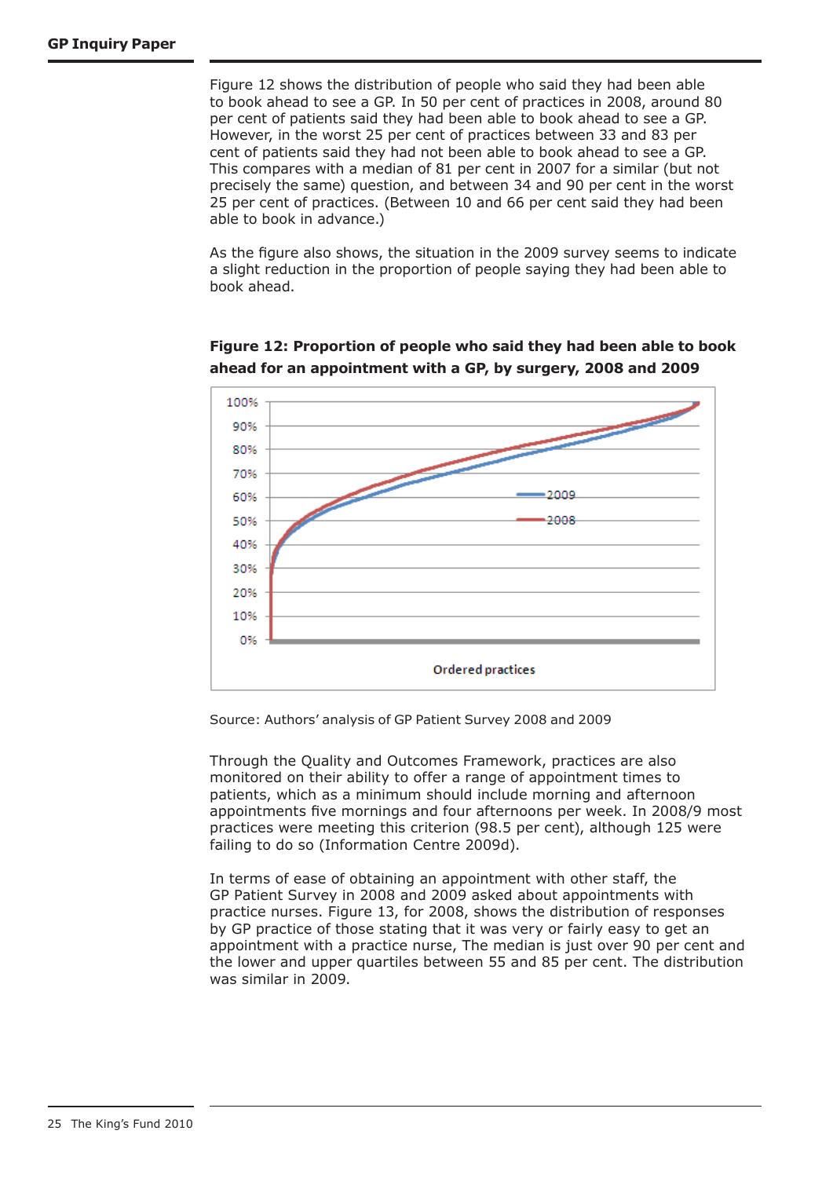Figure 12 shows the distribution of people who said they had been able to book ahead to see a GP. In 50 per cent of practices in 2008, around 80 per cent of patients said they had been able to book ahead to see a GP. However, in the worst 25 per cent of practices between 33 and 83 per cent of patients said they had not been able to book ahead to see a GP. This compares with a median of 81 per cent in 2007 for a similar (but not precisely the same) question, and between 34 and 90 per cent in the worst 25 per cent of practices. (Between 10 and 66 per cent said they had been able to book in advance.)

As the figure also shows, the situation in the 2009 survey seems to indicate a slight reduction in the proportion of people saying they had been able to book ahead.

**Figure 12: Proportion of people who said they had been able to book ahead for an appointment with a GP, by surgery, 2008 and 2009**

Source: Authors' analysis of GP Patient Survey 2008 and 2009

Through the Quality and Outcomes Framework, practices are also monitored on their ability to offer a range of appointment times to patients, which as a minimum should include morning and afternoon appointments five mornings and four afternoons per week. In 2008/9 most practices were meeting this criterion (98.5 per cent), although 125 were failing to do so (Information Centre 2009d).

In terms of ease of obtaining an appointment with other staff, the GP Patient Survey in 2008 and 2009 asked about appointments with practice nurses. Figure 13, for 2008, shows the distribution of responses by GP practice of those stating that it was very or fairly easy to get an appointment with a practice nurse, The median is just over 90 per cent and the lower and upper quartiles between 55 and 85 per cent. The distribution was similar in 2009.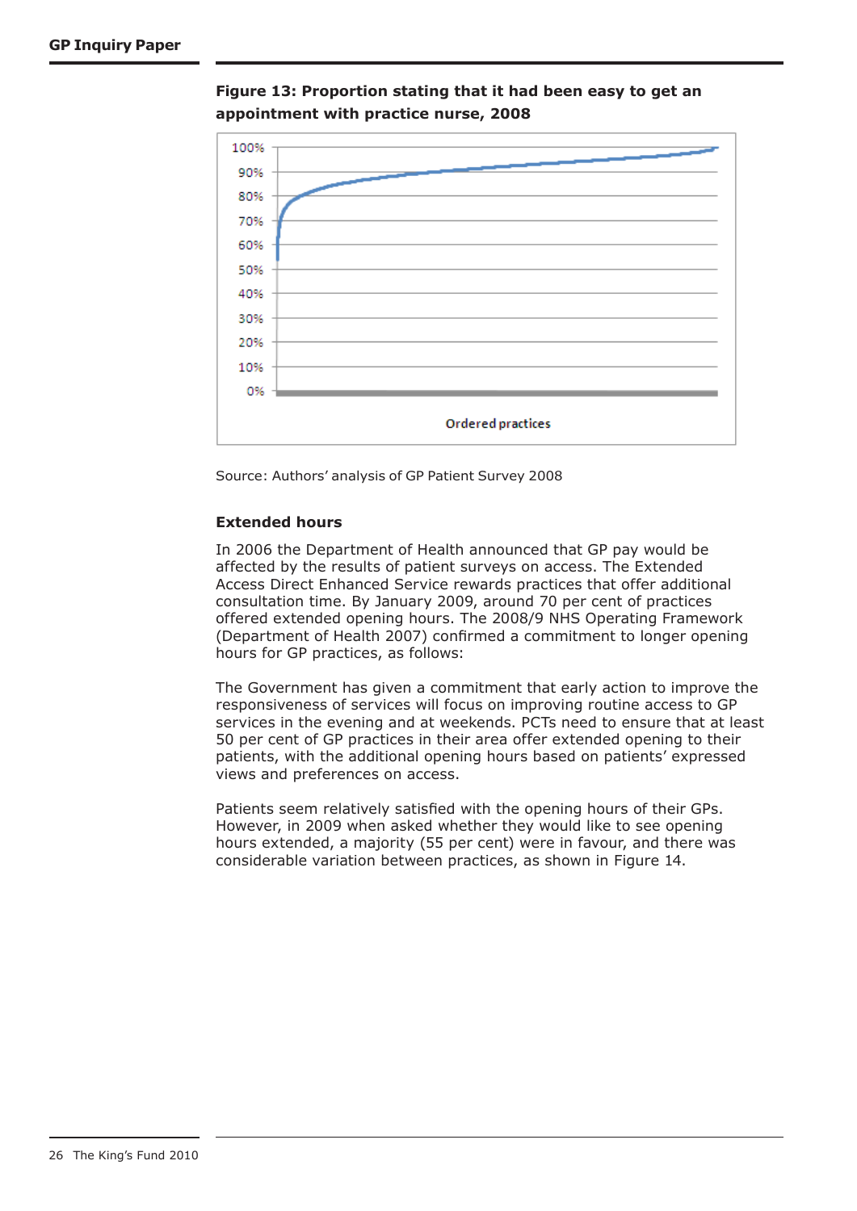**Figure 13: Proportion stating that it had been easy to get an appointment with practice nurse, 2008**

Source: Authors' analysis of GP Patient Survey 2008

### Extended hours

In 2006 the Department of Health announced that GP pay would be affected by the results of patient surveys on access. The Extended Access Direct Enhanced Service rewards practices that offer additional consultation time. By January 2009, around 70 per cent of practices offered extended opening hours. The 2008/9 NHS Operating Framework (Department of Health 2007) confirmed a commitment to longer opening hours for GP practices, as follows:

The Government has given a commitment that early action to improve the responsiveness of services will focus on improving routine access to GP services in the evening and at weekends. PCTs need to ensure that at least 50 per cent of GP practices in their area offer extended opening to their patients, with the additional opening hours based on patients' expressed views and preferences on access.

Patients seem relatively satisfied with the opening hours of their GPs. However, in 2009 when asked whether they would like to see opening hours extended, a majority (55 per cent) were in favour, and there was considerable variation between practices, as shown in Figure 14.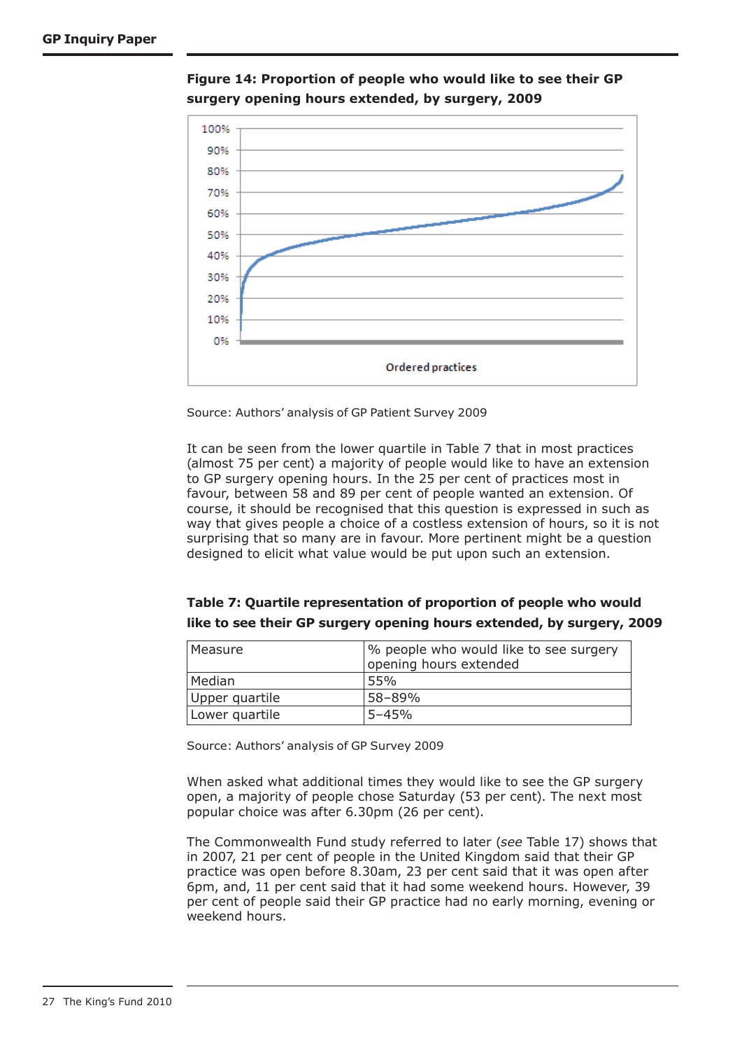**Figure 14: Proportion of people who would like to see their GP surgery opening hours extended, by surgery, 2009**

Source: Authors' analysis of GP Patient Survey 2009

It can be seen from the lower quartile in Table 7 that in most practices (almost 75 per cent) a majority of people would like to have an extension to GP surgery opening hours. In the 25 per cent of practices most in favour, between 58 and 89 per cent of people wanted an extension. Of course, it should be recognised that this question is expressed in such as way that gives people a choice of a costless extension of hours, so it is not surprising that so many are in favour. More pertinent might be a question designed to elicit what value would be put upon such an extension.

**Table 7: Quartile representation of proportion of people who would like to see their GP surgery opening hours extended, by surgery, 2009**

| Measure | % people who would like to see surgery opening hours extended |
|---|---|
| Median | 55% |
| Upper quartile | 58–89% |
| Lower quartile | 5–45% |

Source: Authors' analysis of GP Survey 2009

When asked what additional times they would like to see the GP surgery open, a majority of people chose Saturday (53 per cent). The next most popular choice was after 6.30pm (26 per cent).

The Commonwealth Fund study referred to later (*see* Table 17) shows that in 2007, 21 per cent of people in the United Kingdom said that their GP practice was open before 8.30am, 23 per cent said that it was open after 6pm, and, 11 per cent said that it had some weekend hours. However, 39 per cent of people said their GP practice had no early morning, evening or weekend hours.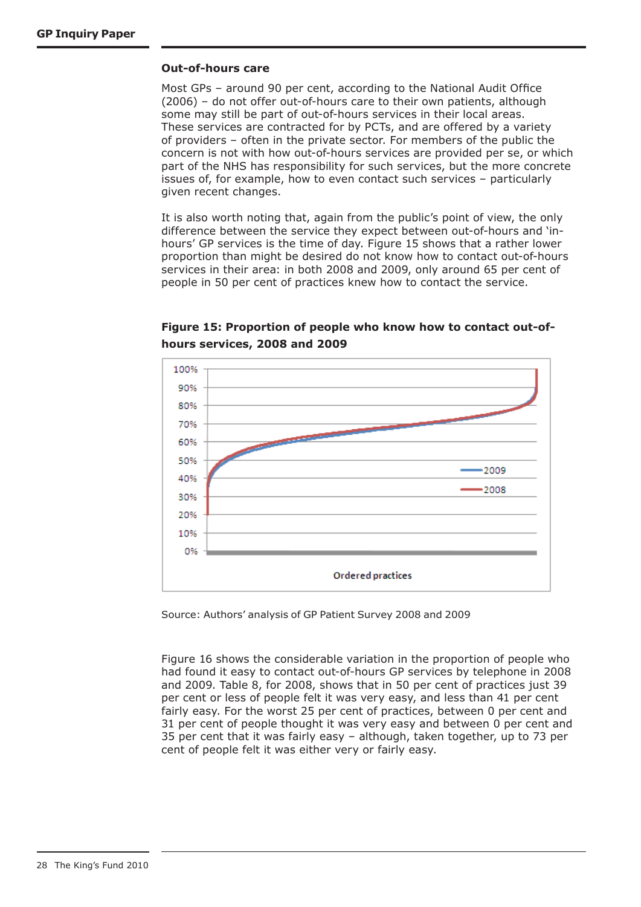### Out-of-hours care

Most GPs – around 90 per cent, according to the National Audit Office (2006) – do not offer out-of-hours care to their own patients, although some may still be part of out-of-hours services in their local areas. These services are contracted for by PCTs, and are offered by a variety of providers – often in the private sector. For members of the public the concern is not with how out-of-hours services are provided per se, or which part of the NHS has responsibility for such services, but the more concrete issues of, for example, how to even contact such services – particularly given recent changes.

It is also worth noting that, again from the public's point of view, the only difference between the service they expect between out-of-hours and 'in-hours' GP services is the time of day. Figure 15 shows that a rather lower proportion than might be desired do not know how to contact out-of-hours services in their area: in both 2008 and 2009, only around 65 per cent of people in 50 per cent of practices knew how to contact the service.

**Figure 15: Proportion of people who know how to contact out-of-hours services, 2008 and 2009**

Source: Authors' analysis of GP Patient Survey 2008 and 2009

Figure 16 shows the considerable variation in the proportion of people who had found it easy to contact out-of-hours GP services by telephone in 2008 and 2009. Table 8, for 2008, shows that in 50 per cent of practices just 39 per cent or less of people felt it was very easy, and less than 41 per cent fairly easy. For the worst 25 per cent of practices, between 0 per cent and 31 per cent of people thought it was very easy and between 0 per cent and 35 per cent that it was fairly easy – although, taken together, up to 73 per cent of people felt it was either very or fairly easy.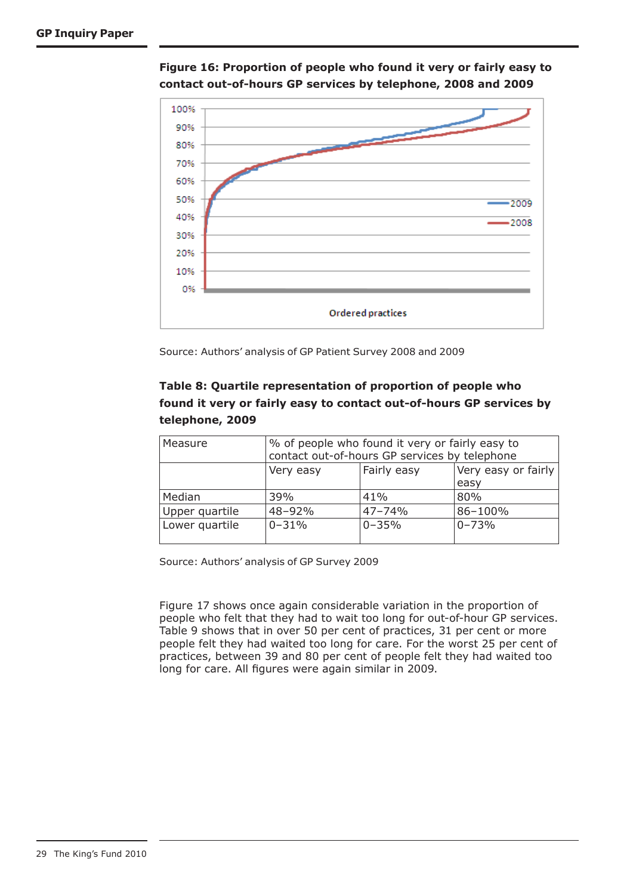**Figure 16: Proportion of people who found it very or fairly easy to contact out-of-hours GP services by telephone, 2008 and 2009**

Source: Authors' analysis of GP Patient Survey 2008 and 2009

**Table 8: Quartile representation of proportion of people who found it very or fairly easy to contact out-of-hours GP services by telephone, 2009**

| Measure | % of people who found it very or fairly easy to contact out-of-hours GP services by telephone | | |
|---|---|---|---|
| | Very easy | Fairly easy | Very easy or fairly easy |
| Median | 39% | 41% | 80% |
| Upper quartile | 48–92% | 47–74% | 86–100% |
| Lower quartile | 0–31% | 0–35% | 0–73% |

Source: Authors' analysis of GP Survey 2009

Figure 17 shows once again considerable variation in the proportion of people who felt that they had to wait too long for out-of-hour GP services. Table 9 shows that in over 50 per cent of practices, 31 per cent or more people felt they had waited too long for care. For the worst 25 per cent of practices, between 39 and 80 per cent of people felt they had waited too long for care. All figures were again similar in 2009.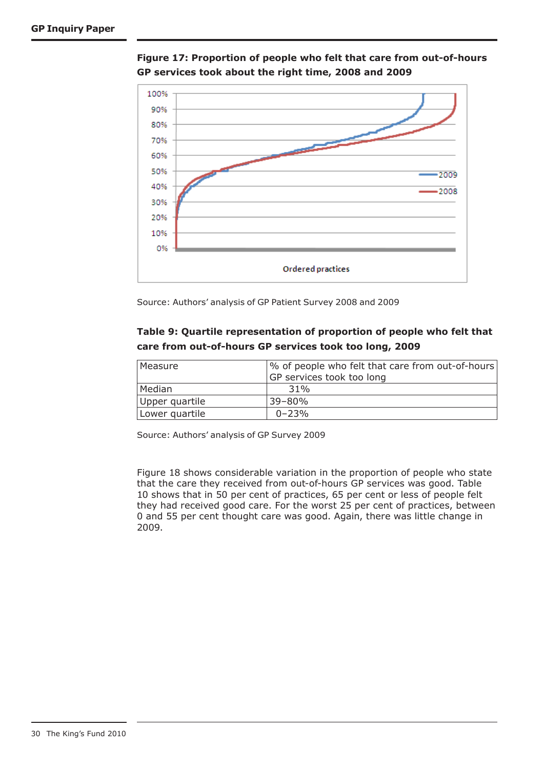**Figure 17: Proportion of people who felt that care from out-of-hours GP services took about the right time, 2008 and 2009**

Source: Authors' analysis of GP Patient Survey 2008 and 2009

**Table 9: Quartile representation of proportion of people who felt that care from out-of-hours GP services took too long, 2009**

| Measure | % of people who felt that care from out-of-hours GP services took too long |
|---|---|
| Median | 31% |
| Upper quartile | 39–80% |
| Lower quartile | 0–23% |

Source: Authors' analysis of GP Survey 2009

Figure 18 shows considerable variation in the proportion of people who state that the care they received from out-of-hours GP services was good. Table 10 shows that in 50 per cent of practices, 65 per cent or less of people felt they had received good care. For the worst 25 per cent of practices, between 0 and 55 per cent thought care was good. Again, there was little change in 2009.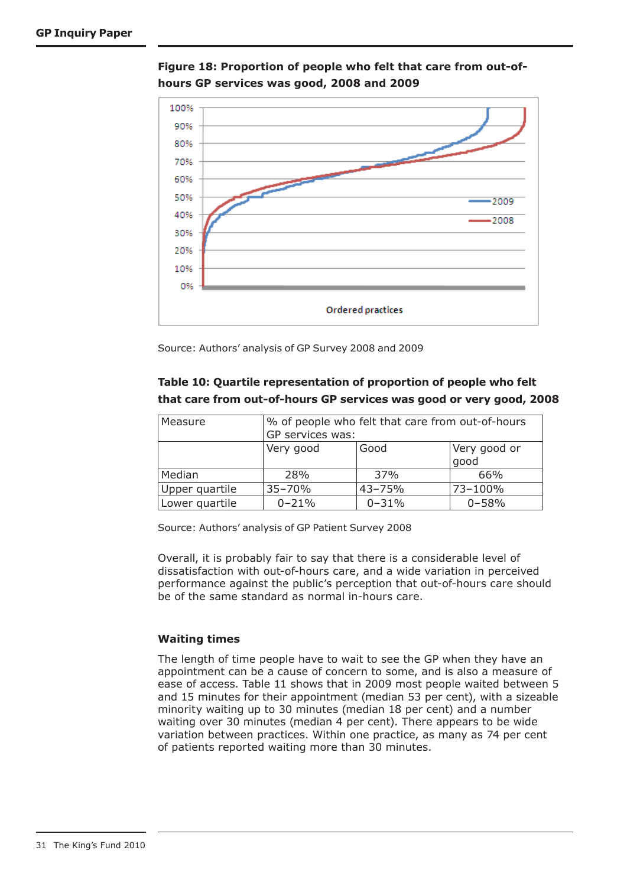**Figure 18: Proportion of people who felt that care from out-of-hours GP services was good, 2008 and 2009**

Source: Authors' analysis of GP Survey 2008 and 2009

**Table 10: Quartile representation of proportion of people who felt that care from out-of-hours GP services was good or very good, 2008**

| Measure | % of people who felt that care from out-of-hours GP services was: | | |
|---|---|---|---|
| | Very good | Good | Very good or good |
| Median | 28% | 37% | 66% |
| Upper quartile | 35–70% | 43–75% | 73–100% |
| Lower quartile | 0–21% | 0–31% | 0–58% |

Source: Authors' analysis of GP Patient Survey 2008

Overall, it is probably fair to say that there is a considerable level of dissatisfaction with out-of-hours care, and a wide variation in perceived performance against the public's perception that out-of-hours care should be of the same standard as normal in-hours care.

### Waiting times

The length of time people have to wait to see the GP when they have an appointment can be a cause of concern to some, and is also a measure of ease of access. Table 11 shows that in 2009 most people waited between 5 and 15 minutes for their appointment (median 53 per cent), with a sizeable minority waiting up to 30 minutes (median 18 per cent) and a number waiting over 30 minutes (median 4 per cent). There appears to be wide variation between practices. Within one practice, as many as 74 per cent of patients reported waiting more than 30 minutes.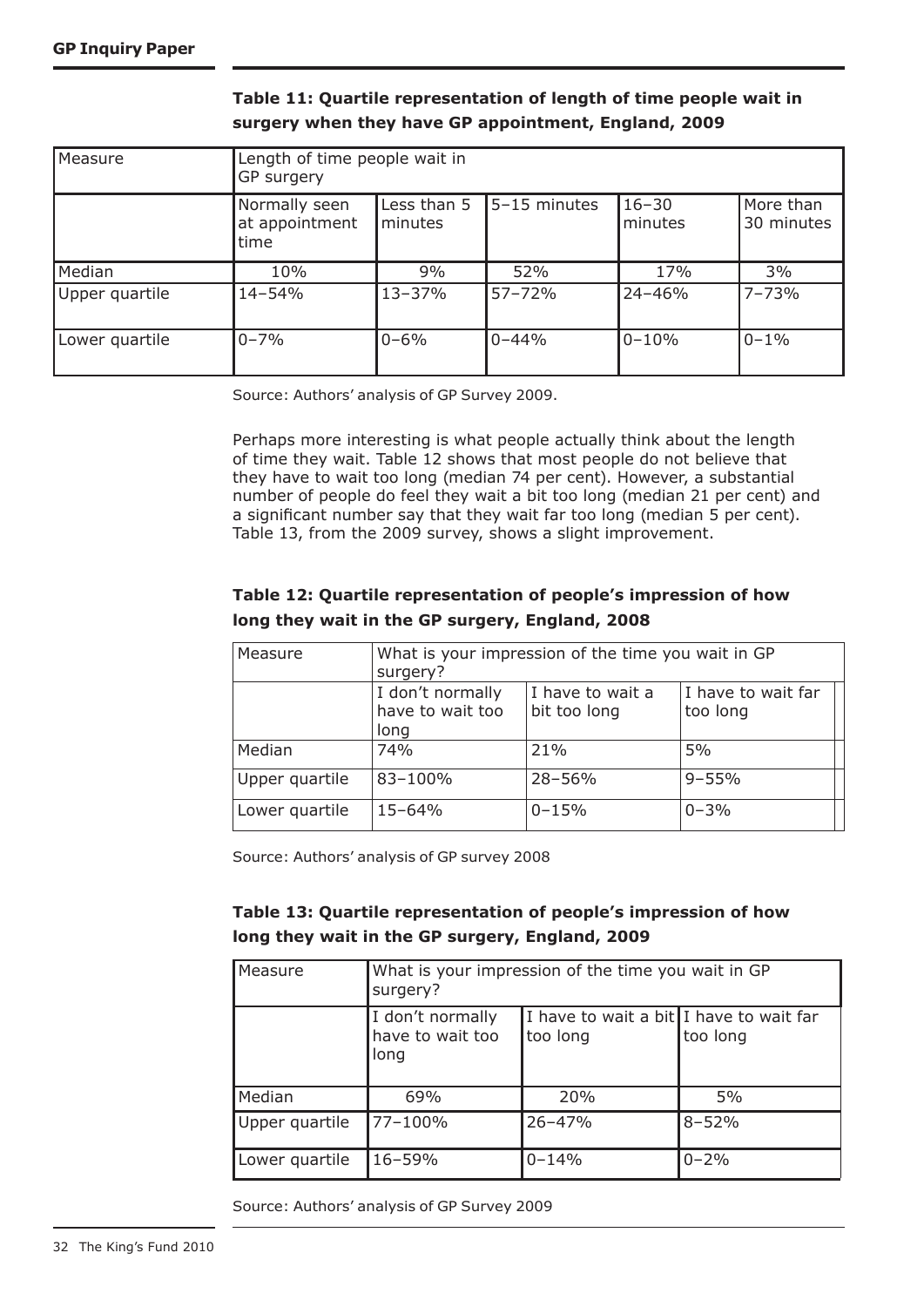**Table 11: Quartile representation of length of time people wait in surgery when they have GP appointment, England, 2009**

| Measure | Length of time people wait in GP surgery | | | | |
|---|---|---|---|---|---|
| | Normally seen at appointment time | Less than 5 minutes | 5–15 minutes | 16–30 minutes | More than 30 minutes |
| Median | 10% | 9% | 52% | 17% | 3% |
| Upper quartile | 14–54% | 13–37% | 57–72% | 24–46% | 7–73% |
| Lower quartile | 0–7% | 0–6% | 0–44% | 0–10% | 0–1% |

Source: Authors' analysis of GP Survey 2009.

Perhaps more interesting is what people actually think about the length of time they wait. Table 12 shows that most people do not believe that they have to wait too long (median 74 per cent). However, a substantial number of people do feel they wait a bit too long (median 21 per cent) and a significant number say that they wait far too long (median 5 per cent). Table 13, from the 2009 survey, shows a slight improvement.

**Table 12: Quartile representation of people's impression of how long they wait in the GP surgery, England, 2008**

| Measure | What is your impression of the time you wait in GP surgery? | | |
|---|---|---|---|
| | I don't normally have to wait too long | I have to wait a bit too long | I have to wait far too long |
| Median | 74% | 21% | 5% |
| Upper quartile | 83–100% | 28–56% | 9–55% |
| Lower quartile | 15–64% | 0–15% | 0–3% |

Source: Authors' analysis of GP survey 2008

**Table 13: Quartile representation of people's impression of how long they wait in the GP surgery, England, 2009**

| Measure | What is your impression of the time you wait in GP surgery? | | |
|---|---|---|---|
| | I don't normally have to wait too long | I have to wait a bit too long | I have to wait far too long |
| Median | 69% | 20% | 5% |
| Upper quartile | 77–100% | 26–47% | 8–52% |
| Lower quartile | 16–59% | 0–14% | 0–2% |

Source: Authors' analysis of GP Survey 2009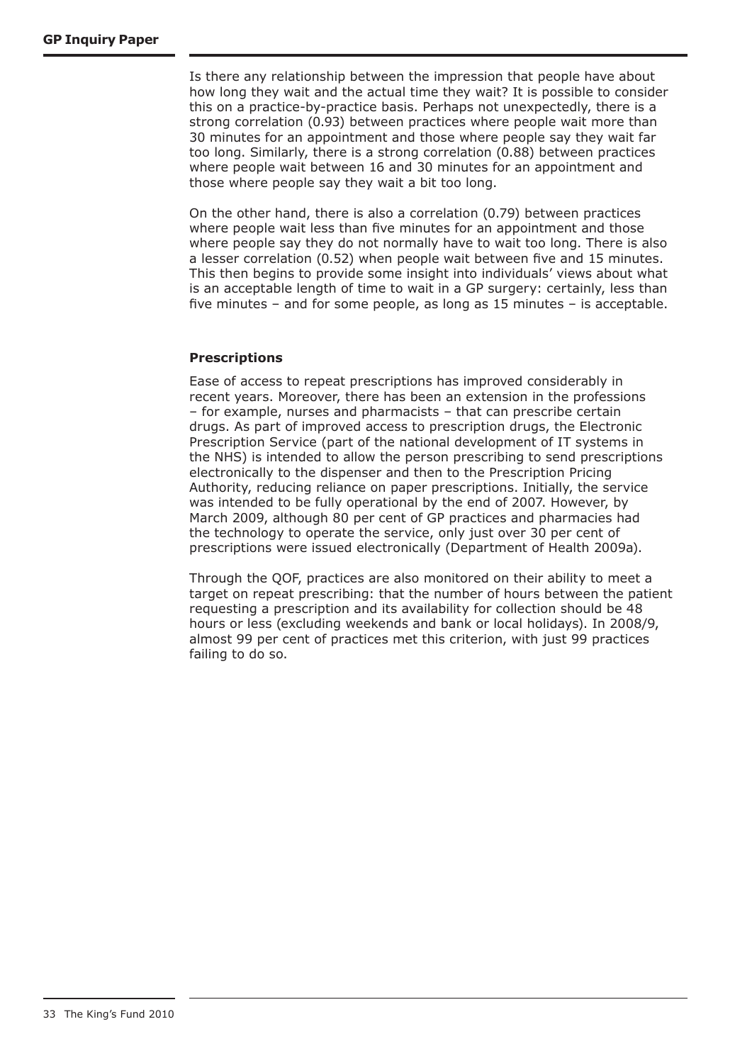Is there any relationship between the impression that people have about how long they wait and the actual time they wait? It is possible to consider this on a practice-by-practice basis. Perhaps not unexpectedly, there is a strong correlation (0.93) between practices where people wait more than 30 minutes for an appointment and those where people say they wait far too long. Similarly, there is a strong correlation (0.88) between practices where people wait between 16 and 30 minutes for an appointment and those where people say they wait a bit too long.

On the other hand, there is also a correlation (0.79) between practices where people wait less than five minutes for an appointment and those where people say they do not normally have to wait too long. There is also a lesser correlation (0.52) when people wait between five and 15 minutes. This then begins to provide some insight into individuals' views about what is an acceptable length of time to wait in a GP surgery: certainly, less than five minutes – and for some people, as long as 15 minutes – is acceptable.

### Prescriptions

Ease of access to repeat prescriptions has improved considerably in recent years. Moreover, there has been an extension in the professions – for example, nurses and pharmacists – that can prescribe certain drugs. As part of improved access to prescription drugs, the Electronic Prescription Service (part of the national development of IT systems in the NHS) is intended to allow the person prescribing to send prescriptions electronically to the dispenser and then to the Prescription Pricing Authority, reducing reliance on paper prescriptions. Initially, the service was intended to be fully operational by the end of 2007. However, by March 2009, although 80 per cent of GP practices and pharmacies had the technology to operate the service, only just over 30 per cent of prescriptions were issued electronically (Department of Health 2009a).

Through the QOF, practices are also monitored on their ability to meet a target on repeat prescribing: that the number of hours between the patient requesting a prescription and its availability for collection should be 48 hours or less (excluding weekends and bank or local holidays). In 2008/9, almost 99 per cent of practices met this criterion, with just 99 practices failing to do so.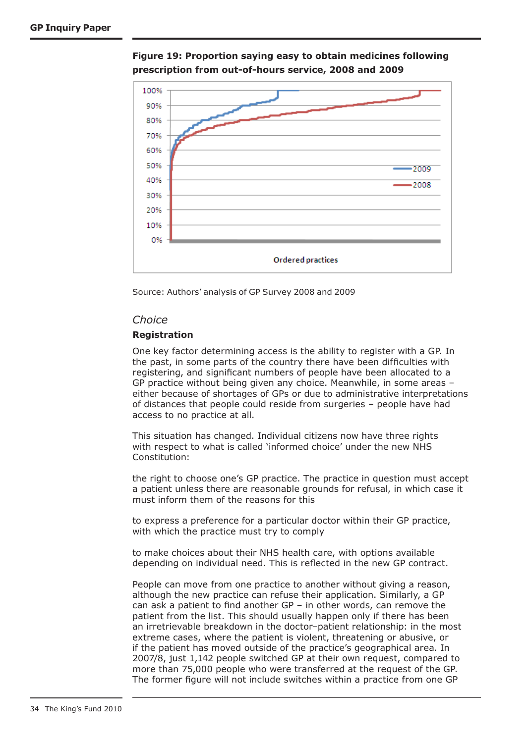**Figure 19: Proportion saying easy to obtain medicines following prescription from out-of-hours service, 2008 and 2009**

Source: Authors' analysis of GP Survey 2008 and 2009

## *Choice*

### Registration

One key factor determining access is the ability to register with a GP. In the past, in some parts of the country there have been difficulties with registering, and significant numbers of people have been allocated to a GP practice without being given any choice. Meanwhile, in some areas – either because of shortages of GPs or due to administrative interpretations of distances that people could reside from surgeries – people have had access to no practice at all.

This situation has changed. Individual citizens now have three rights with respect to what is called 'informed choice' under the new NHS Constitution:

the right to choose one's GP practice. The practice in question must accept a patient unless there are reasonable grounds for refusal, in which case it must inform them of the reasons for this

to express a preference for a particular doctor within their GP practice, with which the practice must try to comply

to make choices about their NHS health care, with options available depending on individual need. This is reflected in the new GP contract.

People can move from one practice to another without giving a reason, although the new practice can refuse their application. Similarly, a GP can ask a patient to find another GP – in other words, can remove the patient from the list. This should usually happen only if there has been an irretrievable breakdown in the doctor–patient relationship: in the most extreme cases, where the patient is violent, threatening or abusive, or if the patient has moved outside of the practice's geographical area. In 2007/8, just 1,142 people switched GP at their own request, compared to more than 75,000 people who were transferred at the request of the GP. The former figure will not include switches within a practice from one GP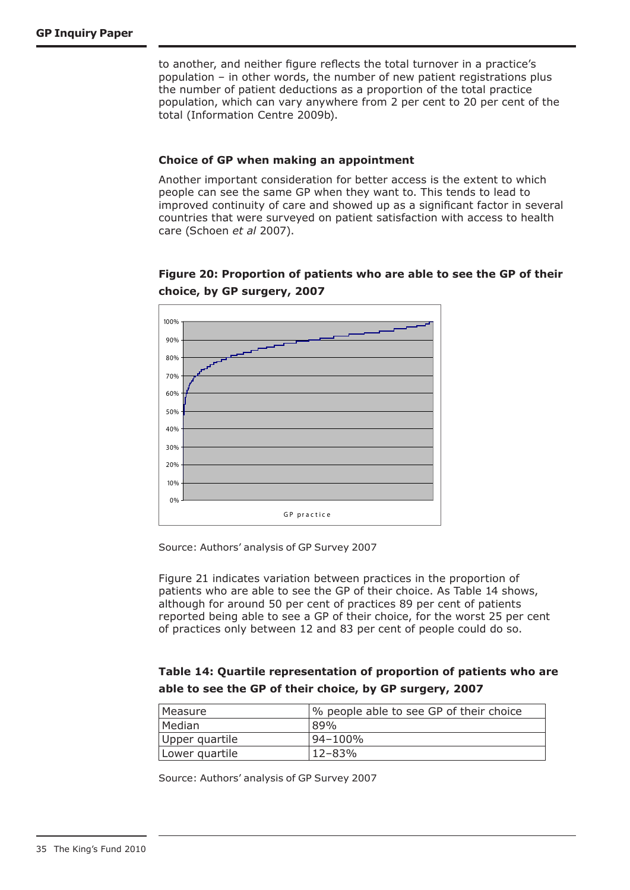to another, and neither figure reflects the total turnover in a practice's population – in other words, the number of new patient registrations plus the number of patient deductions as a proportion of the total practice population, which can vary anywhere from 2 per cent to 20 per cent of the total (Information Centre 2009b).

### Choice of GP when making an appointment

Another important consideration for better access is the extent to which people can see the same GP when they want to. This tends to lead to improved continuity of care and showed up as a significant factor in several countries that were surveyed on patient satisfaction with access to health care (Schoen *et al* 2007).

**Figure 20: Proportion of patients who are able to see the GP of their choice, by GP surgery, 2007**

Source: Authors' analysis of GP Survey 2007

Figure 21 indicates variation between practices in the proportion of patients who are able to see the GP of their choice. As Table 14 shows, although for around 50 per cent of practices 89 per cent of patients reported being able to see a GP of their choice, for the worst 25 per cent of practices only between 12 and 83 per cent of people could do so.

**Table 14: Quartile representation of proportion of patients who are able to see the GP of their choice, by GP surgery, 2007**

| Measure | % people able to see GP of their choice |
|---|---|
| Median | 89% |
| Upper quartile | 94–100% |
| Lower quartile | 12–83% |

Source: Authors' analysis of GP Survey 2007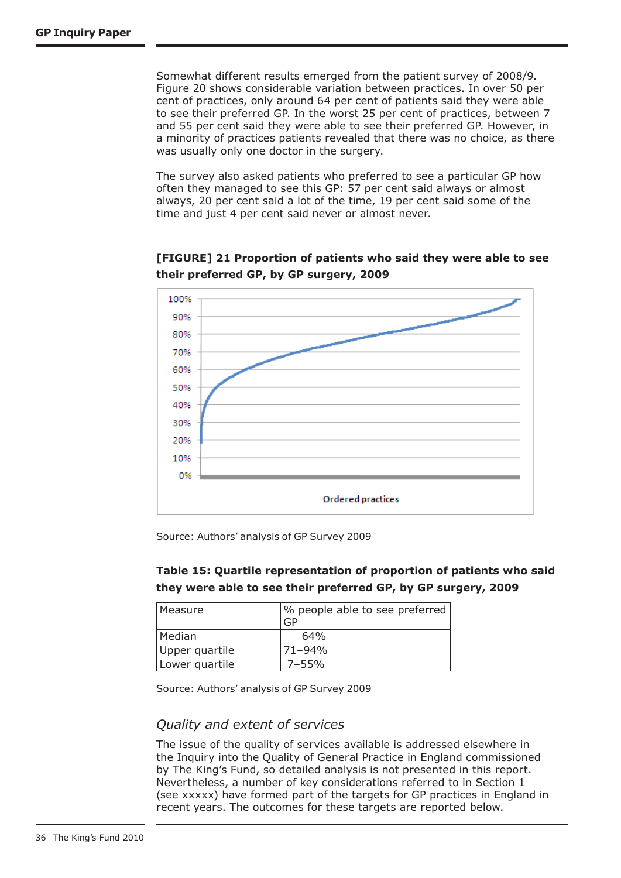Somewhat different results emerged from the patient survey of 2008/9. Figure 20 shows considerable variation between practices. In over 50 per cent of practices, only around 64 per cent of patients said they were able to see their preferred GP. In the worst 25 per cent of practices, between 7 and 55 per cent said they were able to see their preferred GP. However, in a minority of practices patients revealed that there was no choice, as there was usually only one doctor in the surgery.

The survey also asked patients who preferred to see a particular GP how often they managed to see this GP: 57 per cent said always or almost always, 20 per cent said a lot of the time, 19 per cent said some of the time and just 4 per cent said never or almost never.

**[FIGURE] 21 Proportion of patients who said they were able to see their preferred GP, by GP surgery, 2009**

Source: Authors' analysis of GP Survey 2009

**Table 15: Quartile representation of proportion of patients who said they were able to see their preferred GP, by GP surgery, 2009**

| Measure | % people able to see preferred GP |
|---|---|
| Median | 64% |
| Upper quartile | 71–94% |
| Lower quartile | 7–55% |

Source: Authors' analysis of GP Survey 2009

## *Quality and extent of services*

The issue of the quality of services available is addressed elsewhere in the Inquiry into the Quality of General Practice in England commissioned by The King's Fund, so detailed analysis is not presented in this report. Nevertheless, a number of key considerations referred to in Section 1 (see xxxxx) have formed part of the targets for GP practices in England in recent years. The outcomes for these targets are reported below.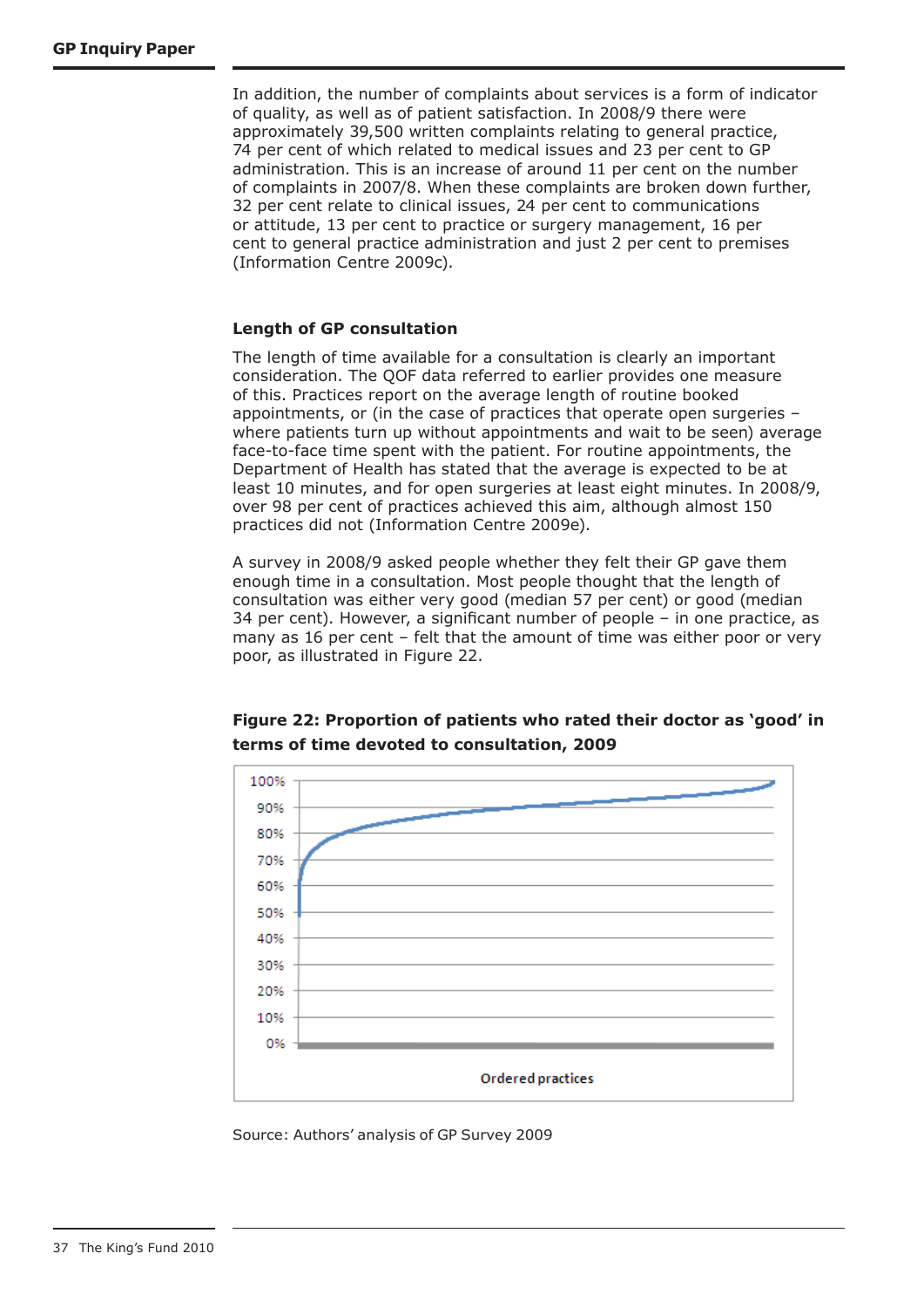In addition, the number of complaints about services is a form of indicator of quality, as well as of patient satisfaction. In 2008/9 there were approximately 39,500 written complaints relating to general practice, 74 per cent of which related to medical issues and 23 per cent to GP administration. This is an increase of around 11 per cent on the number of complaints in 2007/8. When these complaints are broken down further, 32 per cent relate to clinical issues, 24 per cent to communications or attitude, 13 per cent to practice or surgery management, 16 per cent to general practice administration and just 2 per cent to premises (Information Centre 2009c).

### Length of GP consultation

The length of time available for a consultation is clearly an important consideration. The QOF data referred to earlier provides one measure of this. Practices report on the average length of routine booked appointments, or (in the case of practices that operate open surgeries – where patients turn up without appointments and wait to be seen) average face-to-face time spent with the patient. For routine appointments, the Department of Health has stated that the average is expected to be at least 10 minutes, and for open surgeries at least eight minutes. In 2008/9, over 98 per cent of practices achieved this aim, although almost 150 practices did not (Information Centre 2009e).

A survey in 2008/9 asked people whether they felt their GP gave them enough time in a consultation. Most people thought that the length of consultation was either very good (median 57 per cent) or good (median 34 per cent). However, a significant number of people – in one practice, as many as 16 per cent – felt that the amount of time was either poor or very poor, as illustrated in Figure 22.

**Figure 22: Proportion of patients who rated their doctor as 'good' in terms of time devoted to consultation, 2009**

Source: Authors' analysis of GP Survey 2009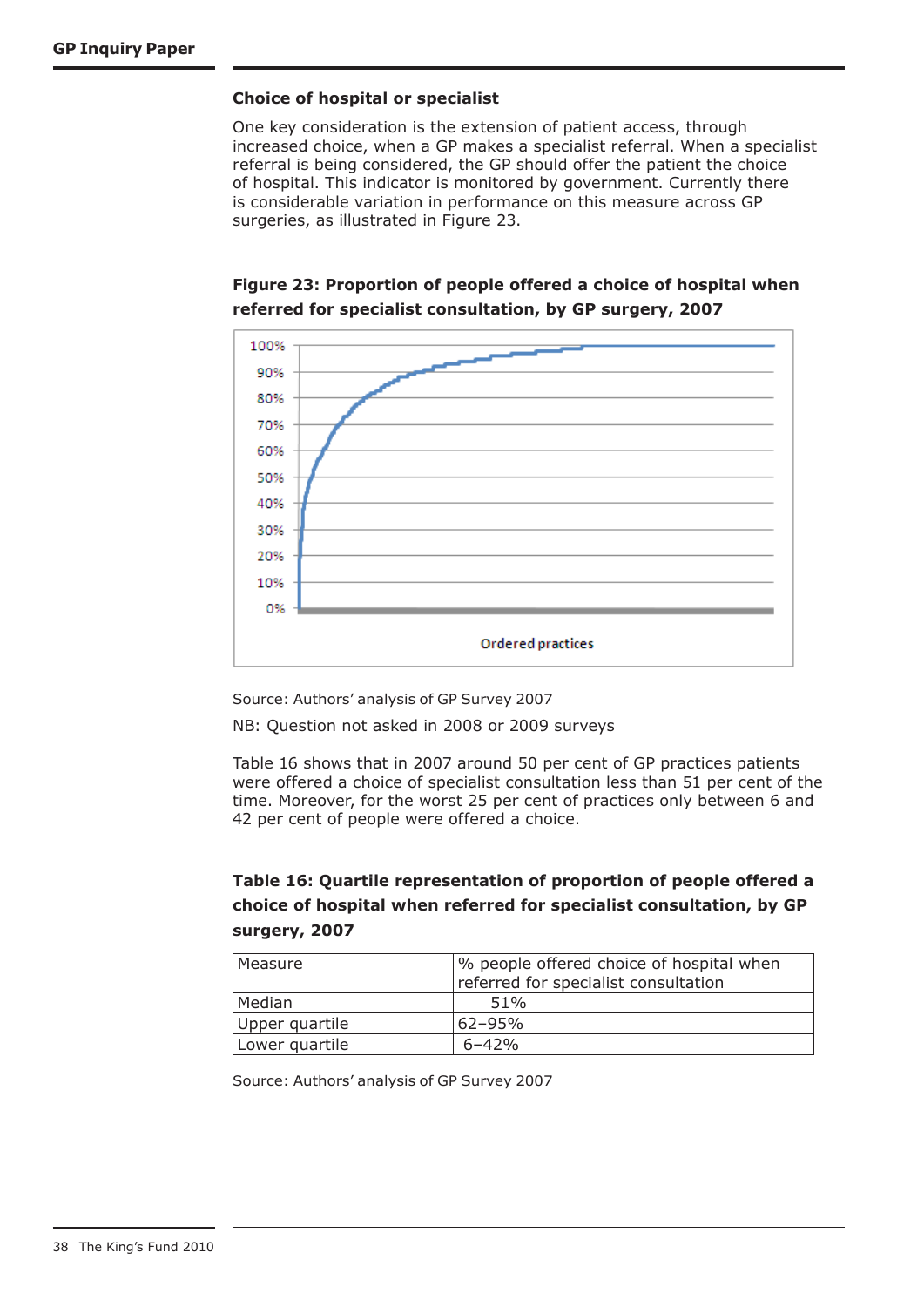## Choice of hospital or specialist

One key consideration is the extension of patient access, through increased choice, when a GP makes a specialist referral. When a specialist referral is being considered, the GP should offer the patient the choice of hospital. This indicator is monitored by government. Currently there is considerable variation in performance on this measure across GP surgeries, as illustrated in Figure 23.

**Figure 23: Proportion of people offered a choice of hospital when referred for specialist consultation, by GP surgery, 2007**

Source: Authors' analysis of GP Survey 2007

NB: Question not asked in 2008 or 2009 surveys

Table 16 shows that in 2007 around 50 per cent of GP practices patients were offered a choice of specialist consultation less than 51 per cent of the time. Moreover, for the worst 25 per cent of practices only between 6 and 42 per cent of people were offered a choice.

**Table 16: Quartile representation of proportion of people offered a choice of hospital when referred for specialist consultation, by GP surgery, 2007**

| Measure | % people offered choice of hospital when referred for specialist consultation |
|---|---|
| Median | 51% |
| Upper quartile | 62–95% |
| Lower quartile | 6–42% |

Source: Authors' analysis of GP Survey 2007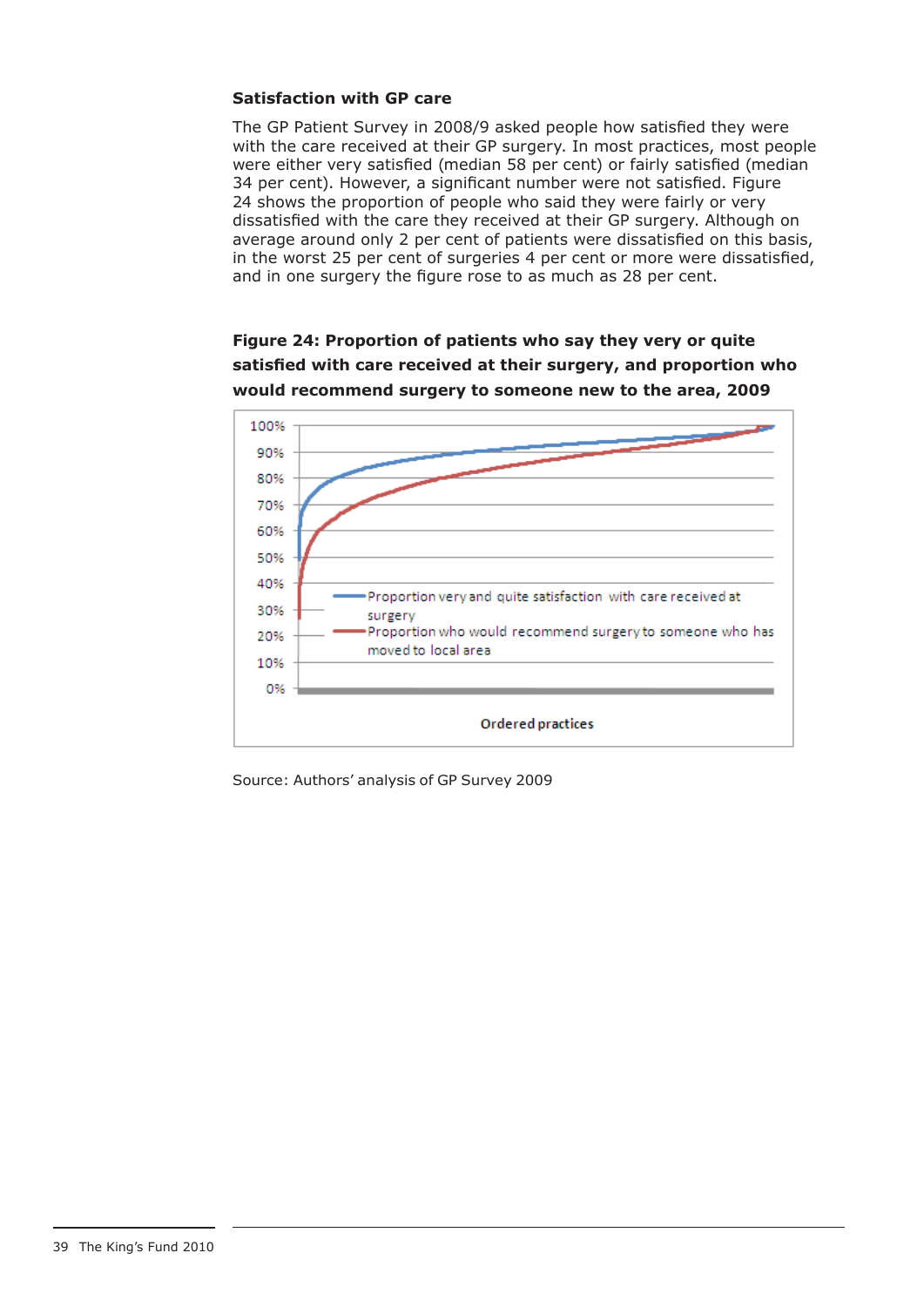### Satisfaction with GP care

The GP Patient Survey in 2008/9 asked people how satisfied they were with the care received at their GP surgery. In most practices, most people were either very satisfied (median 58 per cent) or fairly satisfied (median 34 per cent). However, a significant number were not satisfied. Figure 24 shows the proportion of people who said they were fairly or very dissatisfied with the care they received at their GP surgery. Although on average around only 2 per cent of patients were dissatisfied on this basis, in the worst 25 per cent of surgeries 4 per cent or more were dissatisfied, and in one surgery the figure rose to as much as 28 per cent.

**Figure 24: Proportion of patients who say they very or quite satisfied with care received at their surgery, and proportion who would recommend surgery to someone new to the area, 2009**

Source: Authors' analysis of GP Survey 2009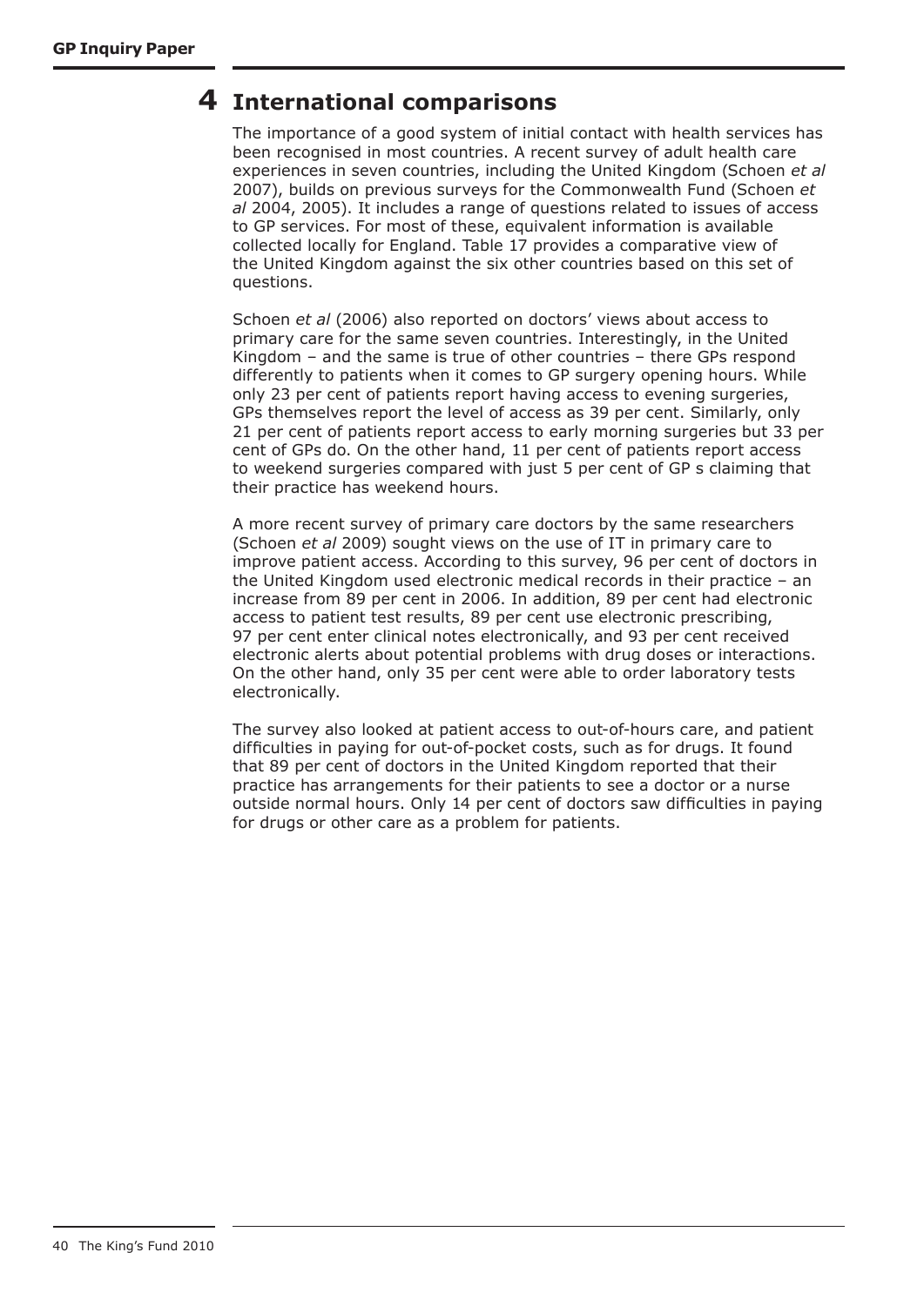# 4 International comparisons

The importance of a good system of initial contact with health services has been recognised in most countries. A recent survey of adult health care experiences in seven countries, including the United Kingdom (Schoen *et al* 2007), builds on previous surveys for the Commonwealth Fund (Schoen *et al* 2004, 2005). It includes a range of questions related to issues of access to GP services. For most of these, equivalent information is available collected locally for England. Table 17 provides a comparative view of the United Kingdom against the six other countries based on this set of questions.

Schoen *et al* (2006) also reported on doctors' views about access to primary care for the same seven countries. Interestingly, in the United Kingdom – and the same is true of other countries – there GPs respond differently to patients when it comes to GP surgery opening hours. While only 23 per cent of patients report having access to evening surgeries, GPs themselves report the level of access as 39 per cent. Similarly, only 21 per cent of patients report access to early morning surgeries but 33 per cent of GPs do. On the other hand, 11 per cent of patients report access to weekend surgeries compared with just 5 per cent of GP s claiming that their practice has weekend hours.

A more recent survey of primary care doctors by the same researchers (Schoen *et al* 2009) sought views on the use of IT in primary care to improve patient access. According to this survey, 96 per cent of doctors in the United Kingdom used electronic medical records in their practice – an increase from 89 per cent in 2006. In addition, 89 per cent had electronic access to patient test results, 89 per cent use electronic prescribing, 97 per cent enter clinical notes electronically, and 93 per cent received electronic alerts about potential problems with drug doses or interactions. On the other hand, only 35 per cent were able to order laboratory tests electronically.

The survey also looked at patient access to out-of-hours care, and patient difficulties in paying for out-of-pocket costs, such as for drugs. It found that 89 per cent of doctors in the United Kingdom reported that their practice has arrangements for their patients to see a doctor or a nurse outside normal hours. Only 14 per cent of doctors saw difficulties in paying for drugs or other care as a problem for patients.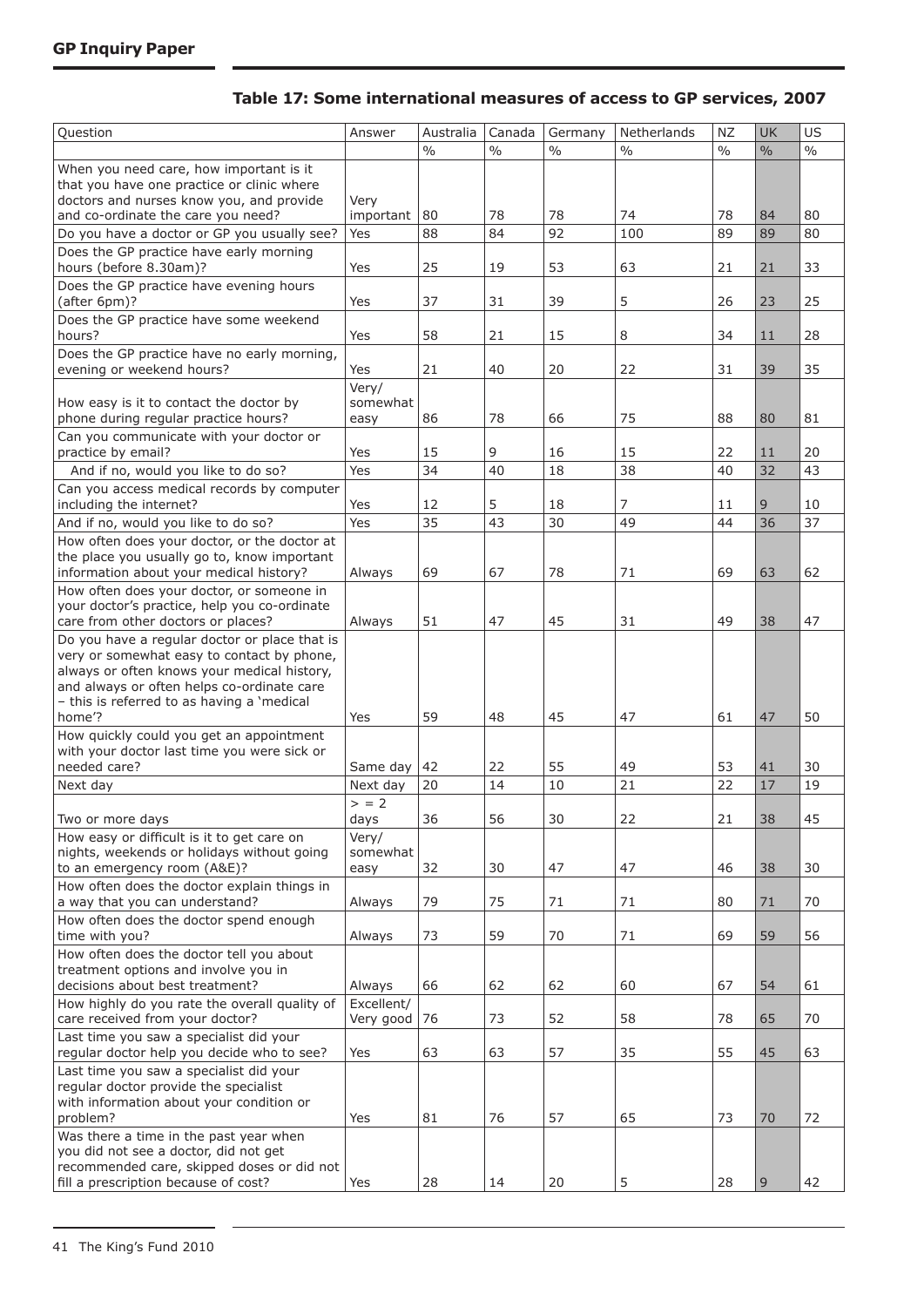### Table 17: Some international measures of access to GP services, 2007

| Question | Answer | Australia | Canada | Germany | Netherlands | NZ | UK | US |
|---|---|---|---|---|---|---|---|---|
| | | % | % | % | % | % | % | % |
| When you need care, how important is it that you have one practice or clinic where doctors and nurses know you, and provide and co-ordinate the care you need? | Very important | 80 | 78 | 78 | 74 | 78 | 84 | 80 |
| Do you have a doctor or GP you usually see? | Yes | 88 | 84 | 92 | 100 | 89 | 89 | 80 |
| Does the GP practice have early morning hours (before 8.30am)? | Yes | 25 | 19 | 53 | 63 | 21 | 21 | 33 |
| Does the GP practice have evening hours (after 6pm)? | Yes | 37 | 31 | 39 | 5 | 26 | 23 | 25 |
| Does the GP practice have some weekend hours? | Yes | 58 | 21 | 15 | 8 | 34 | 11 | 28 |
| Does the GP practice have no early morning, evening or weekend hours? | Yes | 21 | 40 | 20 | 22 | 31 | 39 | 35 |
| How easy is it to contact the doctor by phone during regular practice hours? | Very/ somewhat easy | 86 | 78 | 66 | 75 | 88 | 80 | 81 |
| Can you communicate with your doctor or practice by email? | Yes | 15 | 9 | 16 | 15 | 22 | 11 | 20 |
| And if no, would you like to do so? | Yes | 34 | 40 | 18 | 38 | 40 | 32 | 43 |
| Can you access medical records by computer including the internet? | Yes | 12 | 5 | 18 | 7 | 11 | 9 | 10 |
| And if no, would you like to do so? | Yes | 35 | 43 | 30 | 49 | 44 | 36 | 37 |
| How often does your doctor, or the doctor at the place you usually go to, know important information about your medical history? | Always | 69 | 67 | 78 | 71 | 69 | 63 | 62 |
| How often does your doctor, or someone in your doctor's practice, help you co-ordinate care from other doctors or places? | Always | 51 | 47 | 45 | 31 | 49 | 38 | 47 |
| Do you have a regular doctor or place that is very or somewhat easy to contact by phone, always or often knows your medical history, and always or often helps co-ordinate care – this is referred to as having a 'medical home'? | Yes | 59 | 48 | 45 | 47 | 61 | 47 | 50 |
| How quickly could you get an appointment with your doctor last time you were sick or needed care? | Same day | 42 | 22 | 55 | 49 | 53 | 41 | 30 |
| Next day | Next day | 20 | 14 | 10 | 21 | 22 | 17 | 19 |
| Two or more days | > = 2 days | 36 | 56 | 30 | 22 | 21 | 38 | 45 |
| How easy or difficult is it to get care on nights, weekends or holidays without going to an emergency room (A&E)? | Very/ somewhat easy | 32 | 30 | 47 | 47 | 46 | 38 | 30 |
| How often does the doctor explain things in a way that you can understand? | Always | 79 | 75 | 71 | 71 | 80 | 71 | 70 |
| How often does the doctor spend enough time with you? | Always | 73 | 59 | 70 | 71 | 69 | 59 | 56 |
| How often does the doctor tell you about treatment options and involve you in decisions about best treatment? | Always | 66 | 62 | 62 | 60 | 67 | 54 | 61 |
| How highly do you rate the overall quality of care received from your doctor? | Excellent/ Very good | 76 | 73 | 52 | 58 | 78 | 65 | 70 |
| Last time you saw a specialist did your regular doctor help you decide who to see? | Yes | 63 | 63 | 57 | 35 | 55 | 45 | 63 |
| Last time you saw a specialist did your regular doctor provide the specialist with information about your condition or problem? | Yes | 81 | 76 | 57 | 65 | 73 | 70 | 72 |
| Was there a time in the past year when you did not see a doctor, did not get recommended care, skipped doses or did not fill a prescription because of cost? | Yes | 28 | 14 | 20 | 5 | 28 | 9 | 42 |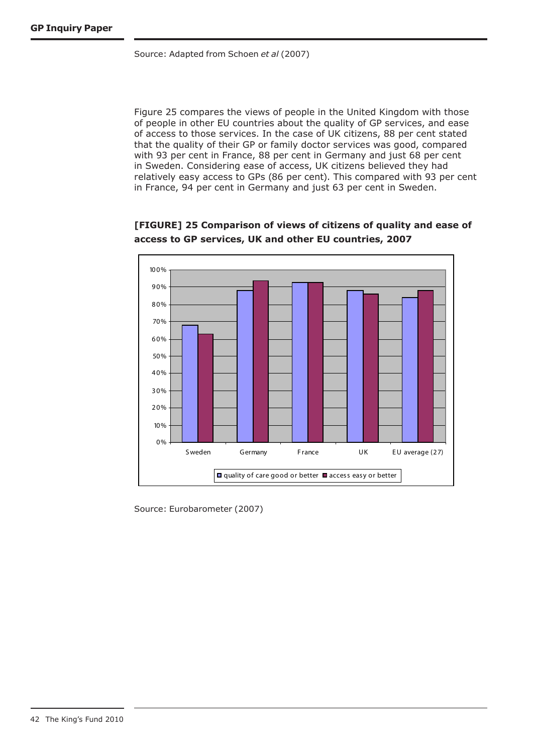Source: Adapted from Schoen *et al* (2007)

Figure 25 compares the views of people in the United Kingdom with those of people in other EU countries about the quality of GP services, and ease of access to those services. In the case of UK citizens, 88 per cent stated that the quality of their GP or family doctor services was good, compared with 93 per cent in France, 88 per cent in Germany and just 68 per cent in Sweden. Considering ease of access, UK citizens believed they had relatively easy access to GPs (86 per cent). This compared with 93 per cent in France, 94 per cent in Germany and just 63 per cent in Sweden.

**[FIGURE] 25 Comparison of views of citizens of quality and ease of access to GP services, UK and other EU countries, 2007**

Source: Eurobarometer (2007)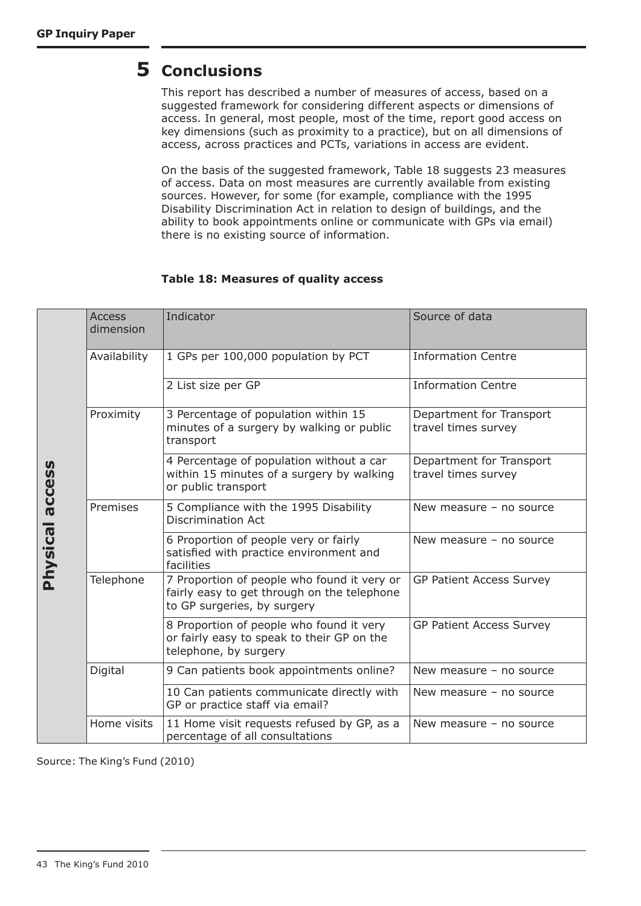## 5 Conclusions

This report has described a number of measures of access, based on a suggested framework for considering different aspects or dimensions of access. In general, most people, most of the time, report good access on key dimensions (such as proximity to a practice), but on all dimensions of access, across practices and PCTs, variations in access are evident.

On the basis of the suggested framework, Table 18 suggests 23 measures of access. Data on most measures are currently available from existing sources. However, for some (for example, compliance with the 1995 Disability Discrimination Act in relation to design of buildings, and the ability to book appointments online or communicate with GPs via email) there is no existing source of information.

**Table 18: Measures of quality access**

| | Access dimension | Indicator | Source of data |
|---|---|---|---|
| **Physical access** | Availability | 1 GPs per 100,000 population by PCT | Information Centre |
| | | 2 List size per GP | Information Centre |
| | Proximity | 3 Percentage of population within 15 minutes of a surgery by walking or public transport | Department for Transport travel times survey |
| | | 4 Percentage of population without a car within 15 minutes of a surgery by walking or public transport | Department for Transport travel times survey |
| | Premises | 5 Compliance with the 1995 Disability Discrimination Act | New measure – no source |
| | | 6 Proportion of people very or fairly satisfied with practice environment and facilities | New measure – no source |
| | Telephone | 7 Proportion of people who found it very or fairly easy to get through on the telephone to GP surgeries, by surgery | GP Patient Access Survey |
| | | 8 Proportion of people who found it very or fairly easy to speak to their GP on the telephone, by surgery | GP Patient Access Survey |
| | Digital | 9 Can patients book appointments online? | New measure – no source |
| | | 10 Can patients communicate directly with GP or practice staff via email? | New measure – no source |
| | Home visits | 11 Home visit requests refused by GP, as a percentage of all consultations | New measure – no source |

Source: The King's Fund (2010)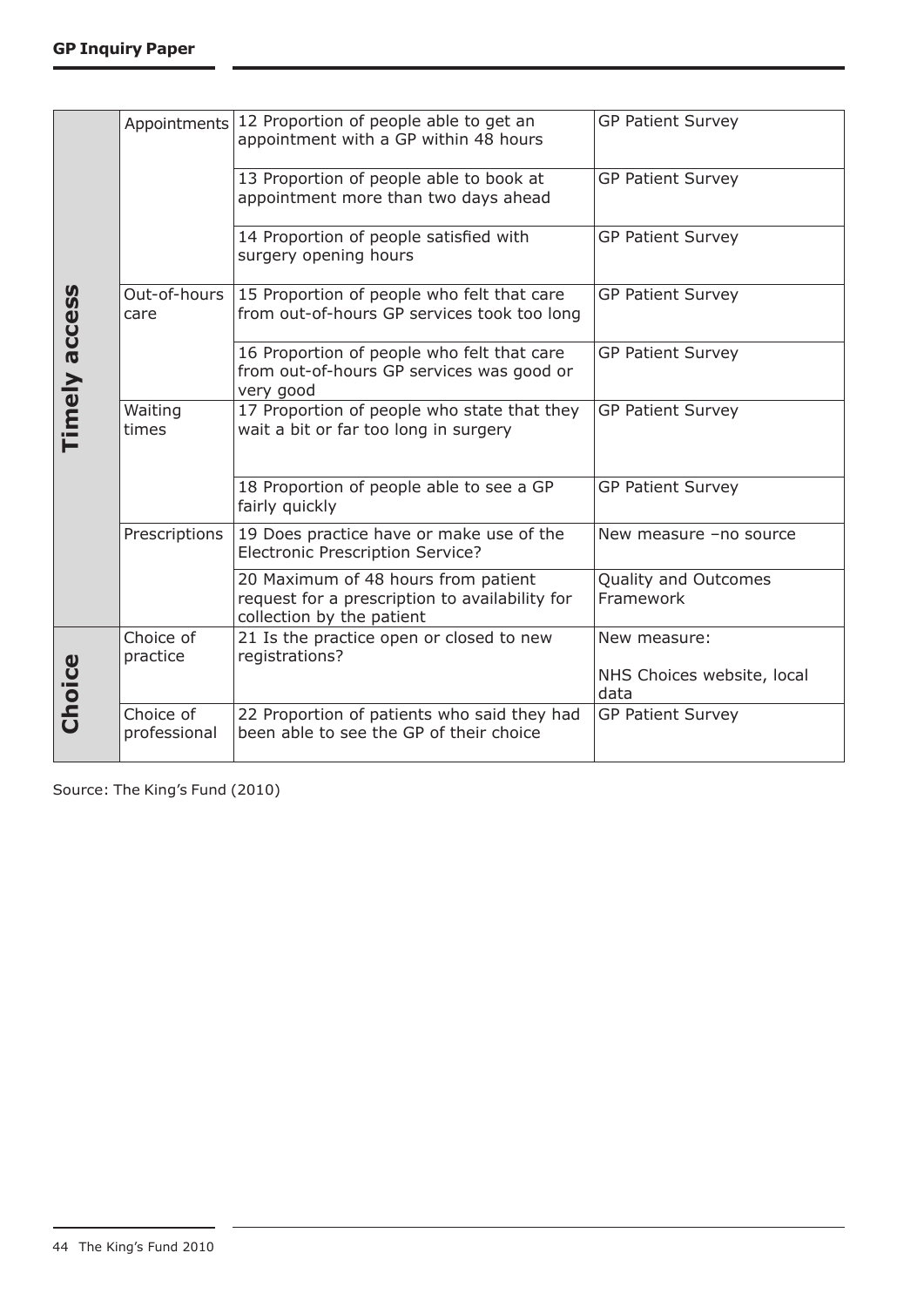| | | | |
|---|---|---|---|
| **Timely access** | Appointments | 12 Proportion of people able to get an appointment with a GP within 48 hours | GP Patient Survey |
| | | 13 Proportion of people able to book at appointment more than two days ahead | GP Patient Survey |
| | | 14 Proportion of people satisfied with surgery opening hours | GP Patient Survey |
| | Out-of-hours care | 15 Proportion of people who felt that care from out-of-hours GP services took too long | GP Patient Survey |
| | | 16 Proportion of people who felt that care from out-of-hours GP services was good or very good | GP Patient Survey |
| | Waiting times | 17 Proportion of people who state that they wait a bit or far too long in surgery | GP Patient Survey |
| | | 18 Proportion of people able to see a GP fairly quickly | GP Patient Survey |
| | Prescriptions | 19 Does practice have or make use of the Electronic Prescription Service? | New measure –no source |
| | | 20 Maximum of 48 hours from patient request for a prescription to availability for collection by the patient | Quality and Outcomes Framework |
| **Choice** | Choice of practice | 21 Is the practice open or closed to new registrations? | New measure: NHS Choices website, local data |
| | Choice of professional | 22 Proportion of patients who said they had been able to see the GP of their choice | GP Patient Survey |

Source: The King's Fund (2010)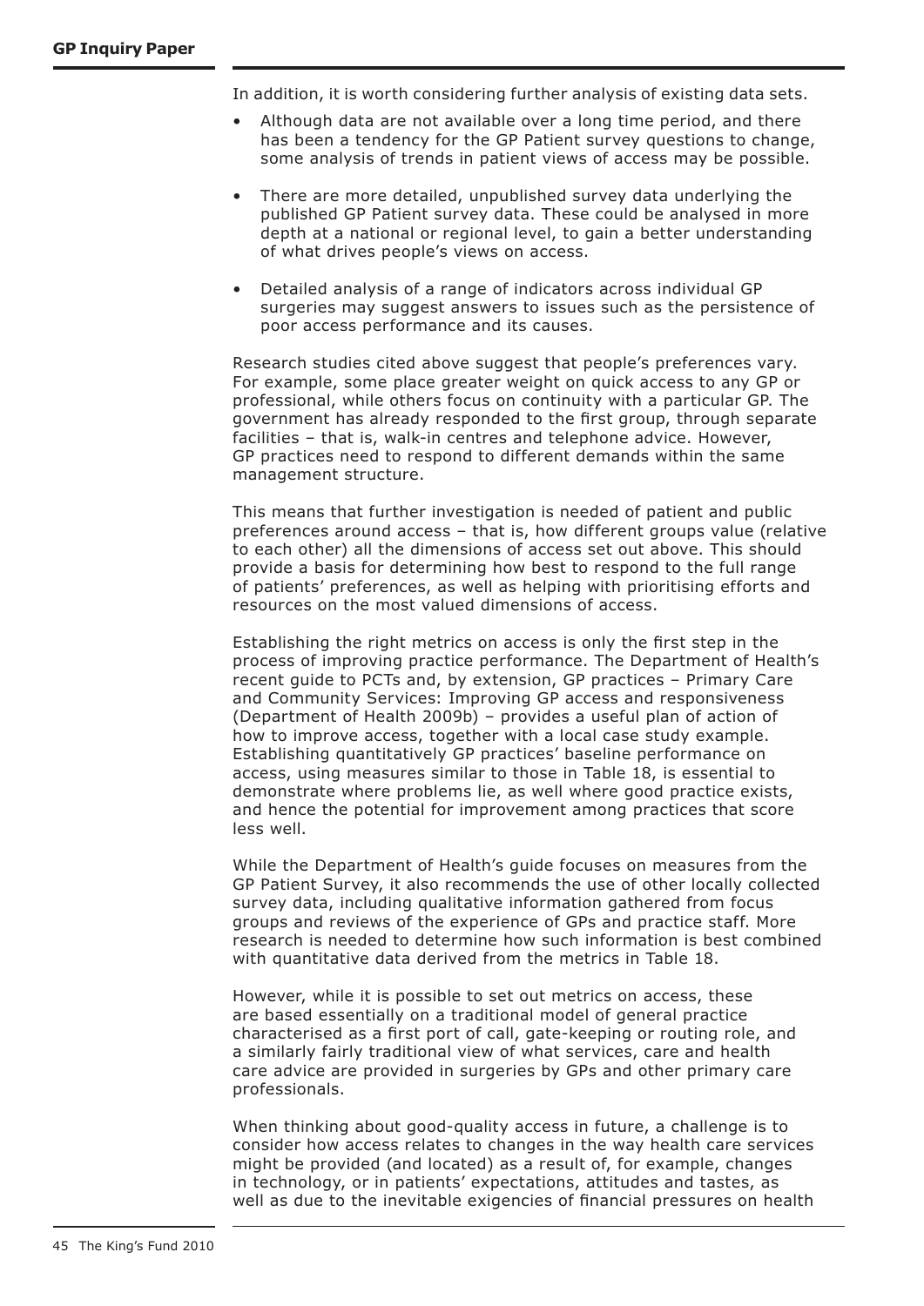In addition, it is worth considering further analysis of existing data sets.

- Although data are not available over a long time period, and there has been a tendency for the GP Patient survey questions to change, some analysis of trends in patient views of access may be possible.
- There are more detailed, unpublished survey data underlying the published GP Patient survey data. These could be analysed in more depth at a national or regional level, to gain a better understanding of what drives people's views on access.
- Detailed analysis of a range of indicators across individual GP surgeries may suggest answers to issues such as the persistence of poor access performance and its causes.

Research studies cited above suggest that people's preferences vary. For example, some place greater weight on quick access to any GP or professional, while others focus on continuity with a particular GP. The government has already responded to the first group, through separate facilities – that is, walk-in centres and telephone advice. However, GP practices need to respond to different demands within the same management structure.

This means that further investigation is needed of patient and public preferences around access – that is, how different groups value (relative to each other) all the dimensions of access set out above. This should provide a basis for determining how best to respond to the full range of patients' preferences, as well as helping with prioritising efforts and resources on the most valued dimensions of access.

Establishing the right metrics on access is only the first step in the process of improving practice performance. The Department of Health's recent guide to PCTs and, by extension, GP practices – Primary Care and Community Services: Improving GP access and responsiveness (Department of Health 2009b) – provides a useful plan of action of how to improve access, together with a local case study example. Establishing quantitatively GP practices' baseline performance on access, using measures similar to those in Table 18, is essential to demonstrate where problems lie, as well where good practice exists, and hence the potential for improvement among practices that score less well.

While the Department of Health's guide focuses on measures from the GP Patient Survey, it also recommends the use of other locally collected survey data, including qualitative information gathered from focus groups and reviews of the experience of GPs and practice staff. More research is needed to determine how such information is best combined with quantitative data derived from the metrics in Table 18.

However, while it is possible to set out metrics on access, these are based essentially on a traditional model of general practice characterised as a first port of call, gate-keeping or routing role, and a similarly fairly traditional view of what services, care and health care advice are provided in surgeries by GPs and other primary care professionals.

When thinking about good-quality access in future, a challenge is to consider how access relates to changes in the way health care services might be provided (and located) as a result of, for example, changes in technology, or in patients' expectations, attitudes and tastes, as well as due to the inevitable exigencies of financial pressures on health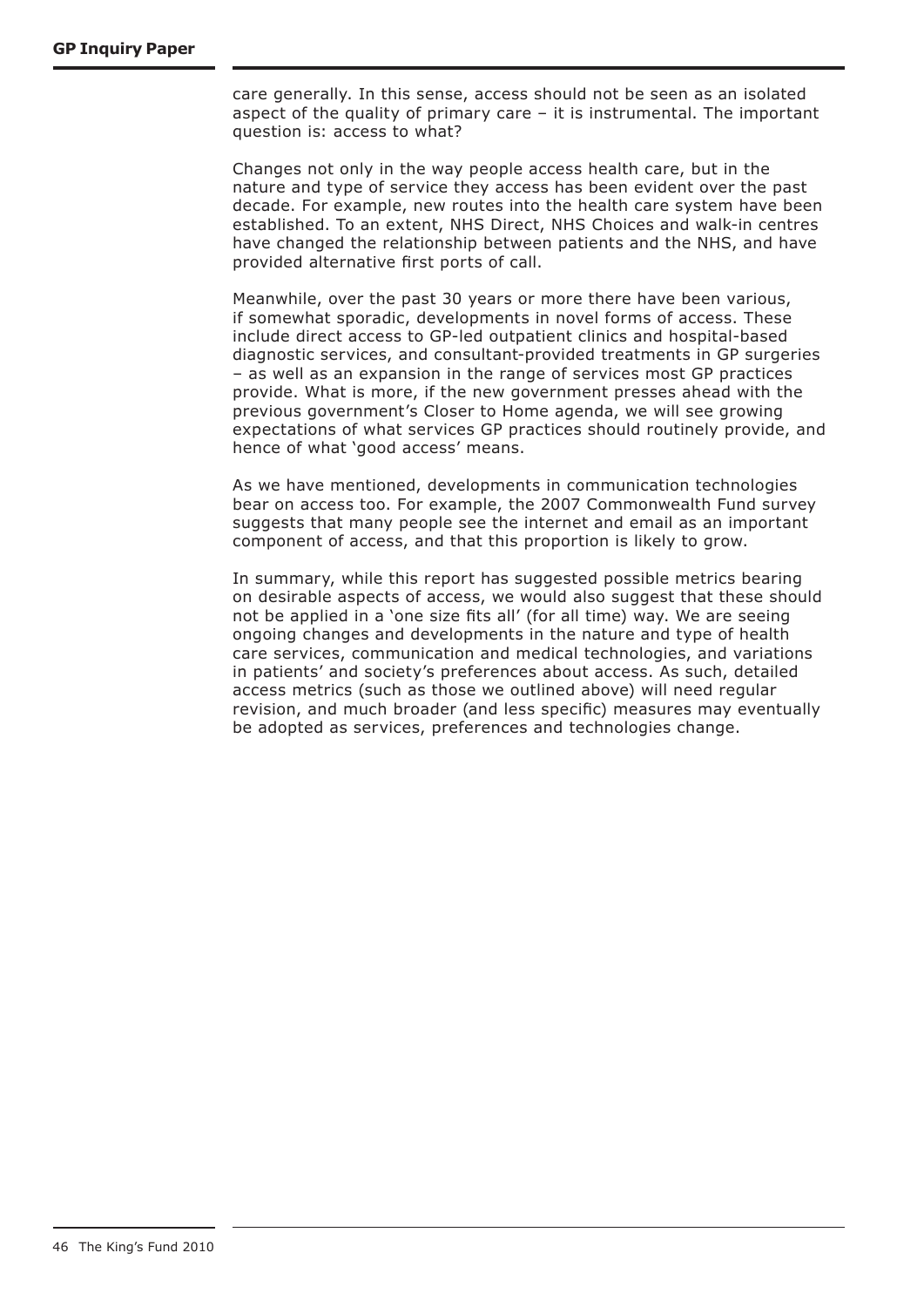care generally. In this sense, access should not be seen as an isolated aspect of the quality of primary care – it is instrumental. The important question is: access to what?

Changes not only in the way people access health care, but in the nature and type of service they access has been evident over the past decade. For example, new routes into the health care system have been established. To an extent, NHS Direct, NHS Choices and walk-in centres have changed the relationship between patients and the NHS, and have provided alternative first ports of call.

Meanwhile, over the past 30 years or more there have been various, if somewhat sporadic, developments in novel forms of access. These include direct access to GP-led outpatient clinics and hospital-based diagnostic services, and consultant-provided treatments in GP surgeries – as well as an expansion in the range of services most GP practices provide. What is more, if the new government presses ahead with the previous government's Closer to Home agenda, we will see growing expectations of what services GP practices should routinely provide, and hence of what 'good access' means.

As we have mentioned, developments in communication technologies bear on access too. For example, the 2007 Commonwealth Fund survey suggests that many people see the internet and email as an important component of access, and that this proportion is likely to grow.

In summary, while this report has suggested possible metrics bearing on desirable aspects of access, we would also suggest that these should not be applied in a 'one size fits all' (for all time) way. We are seeing ongoing changes and developments in the nature and type of health care services, communication and medical technologies, and variations in patients' and society's preferences about access. As such, detailed access metrics (such as those we outlined above) will need regular revision, and much broader (and less specific) measures may eventually be adopted as services, preferences and technologies change.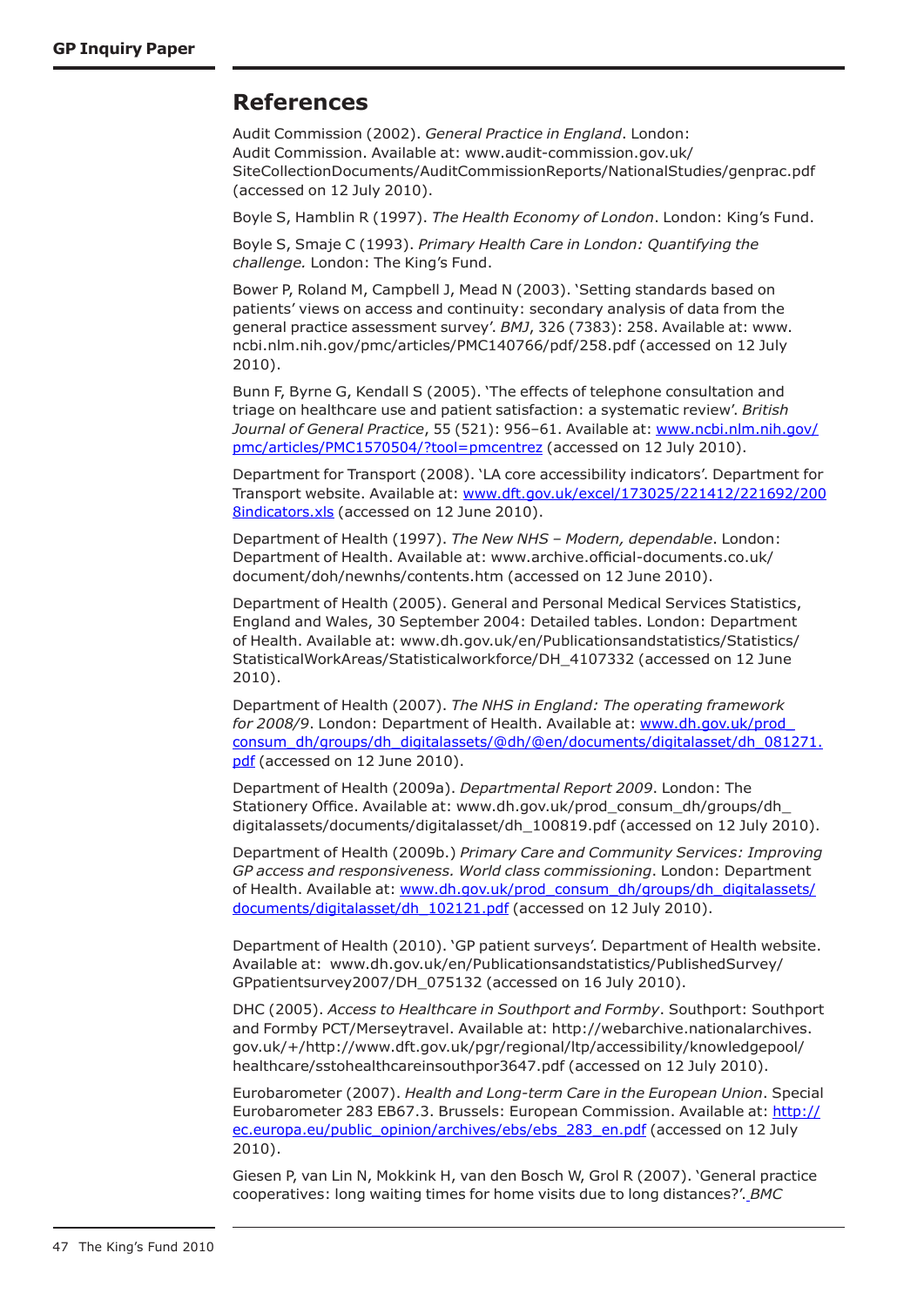## References

Audit Commission (2002). *General Practice in England*. London: Audit Commission. Available at: www.audit-commission.gov.uk/SiteCollectionDocuments/AuditCommissionReports/NationalStudies/genprac.pdf (accessed on 12 July 2010).

Boyle S, Hamblin R (1997). *The Health Economy of London*. London: King's Fund.

Boyle S, Smaje C (1993). *Primary Health Care in London: Quantifying the challenge.* London: The King's Fund.

Bower P, Roland M, Campbell J, Mead N (2003). 'Setting standards based on patients' views on access and continuity: secondary analysis of data from the general practice assessment survey'. *BMJ*, 326 (7383): 258. Available at: www.ncbi.nlm.nih.gov/pmc/articles/PMC140766/pdf/258.pdf (accessed on 12 July 2010).

Bunn F, Byrne G, Kendall S (2005). 'The effects of telephone consultation and triage on healthcare use and patient satisfaction: a systematic review'. *British Journal of General Practice*, 55 (521): 956–61. Available at: www.ncbi.nlm.nih.gov/pmc/articles/PMC1570504/?tool=pmcentrez (accessed on 12 July 2010).

Department for Transport (2008). 'LA core accessibility indicators'. Department for Transport website. Available at: www.dft.gov.uk/excel/173025/221412/221692/2008indicators.xls (accessed on 12 June 2010).

Department of Health (1997). *The New NHS – Modern, dependable*. London: Department of Health. Available at: www.archive.official-documents.co.uk/document/doh/newnhs/contents.htm (accessed on 12 June 2010).

Department of Health (2005). General and Personal Medical Services Statistics, England and Wales, 30 September 2004: Detailed tables. London: Department of Health. Available at: www.dh.gov.uk/en/Publicationsandstatistics/Statistics/StatisticalWorkAreas/Statisticalworkforce/DH_4107332 (accessed on 12 June 2010).

Department of Health (2007). *The NHS in England: The operating framework for 2008/9*. London: Department of Health. Available at: www.dh.gov.uk/prod_consum_dh/groups/dh_digitalassets/@dh/@en/documents/digitalasset/dh_081271.pdf (accessed on 12 June 2010).

Department of Health (2009a). *Departmental Report 2009*. London: The Stationery Office. Available at: www.dh.gov.uk/prod_consum_dh/groups/dh_digitalassets/documents/digitalasset/dh_100819.pdf (accessed on 12 July 2010).

Department of Health (2009b.) *Primary Care and Community Services: Improving GP access and responsiveness. World class commissioning*. London: Department of Health. Available at: www.dh.gov.uk/prod_consum_dh/groups/dh_digitalassets/documents/digitalasset/dh_102121.pdf (accessed on 12 July 2010).

Department of Health (2010). 'GP patient surveys'. Department of Health website. Available at: www.dh.gov.uk/en/Publicationsandstatistics/PublishedSurvey/GPpatientsurvey2007/DH_075132 (accessed on 16 July 2010).

DHC (2005). *Access to Healthcare in Southport and Formby*. Southport: Southport and Formby PCT/Merseytravel. Available at: http://webarchive.nationalarchives.gov.uk/+/http://www.dft.gov.uk/pgr/regional/ltp/accessibility/knowledgepool/healthcare/sstohealthcareinsouthpor3647.pdf (accessed on 12 July 2010).

Eurobarometer (2007). *Health and Long-term Care in the European Union*. Special Eurobarometer 283 EB67.3. Brussels: European Commission. Available at: http://ec.europa.eu/public_opinion/archives/ebs/ebs_283_en.pdf (accessed on 12 July 2010).

Giesen P, van Lin N, Mokkink H, van den Bosch W, Grol R (2007). 'General practice cooperatives: long waiting times for home visits due to long distances?'. *BMC*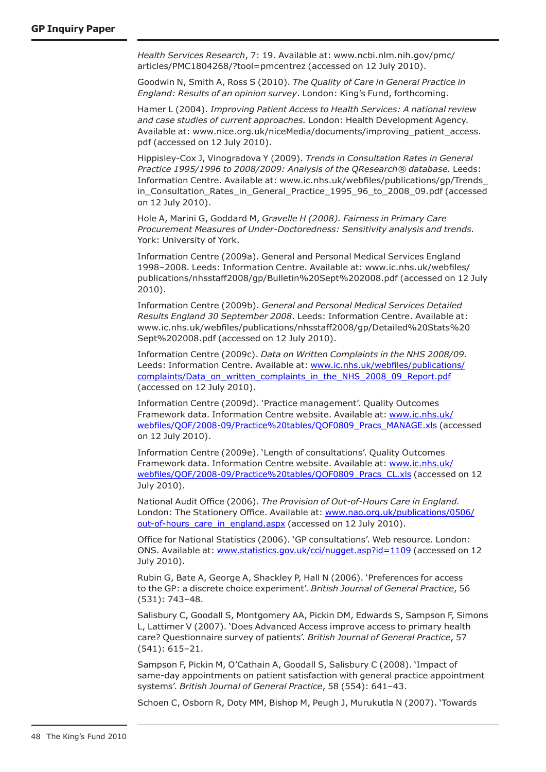*Health Services Research*, 7: 19. Available at: www.ncbi.nlm.nih.gov/pmc/articles/PMC1804268/?tool=pmcentrez (accessed on 12 July 2010).

Goodwin N, Smith A, Ross S (2010). *The Quality of Care in General Practice in England: Results of an opinion survey*. London: King's Fund, forthcoming.

Hamer L (2004). *Improving Patient Access to Health Services: A national review and case studies of current approaches.* London: Health Development Agency. Available at: www.nice.org.uk/niceMedia/documents/improving_patient_access.pdf (accessed on 12 July 2010).

Hippisley-Cox J, Vinogradova Y (2009). *Trends in Consultation Rates in General Practice 1995/1996 to 2008/2009: Analysis of the QResearch® database.* Leeds: Information Centre. Available at: www.ic.nhs.uk/webfiles/publications/gp/Trends_in_Consultation_Rates_in_General_Practice_1995_96_to_2008_09.pdf (accessed on 12 July 2010).

Hole A, Marini G, Goddard M, *Gravelle H (2008). Fairness in Primary Care Procurement Measures of Under-Doctoredness: Sensitivity analysis and trends.* York: University of York.

Information Centre (2009a). General and Personal Medical Services England 1998–2008. Leeds: Information Centre. Available at: www.ic.nhs.uk/webfiles/publications/nhsstaff2008/gp/Bulletin%20Sept%202008.pdf (accessed on 12 July 2010).

Information Centre (2009b). *General and Personal Medical Services Detailed Results England 30 September 2008*. Leeds: Information Centre. Available at: www.ic.nhs.uk/webfiles/publications/nhsstaff2008/gp/Detailed%20Stats%20Sept%202008.pdf (accessed on 12 July 2010).

Information Centre (2009c). *Data on Written Complaints in the NHS 2008/09*. Leeds: Information Centre. Available at: www.ic.nhs.uk/webfiles/publications/complaints/Data_on_written_complaints_in_the_NHS_2008_09_Report.pdf (accessed on 12 July 2010).

Information Centre (2009d). 'Practice management'. Quality Outcomes Framework data. Information Centre website. Available at: www.ic.nhs.uk/webfiles/QOF/2008-09/Practice%20tables/QOF0809_Pracs_MANAGE.xls (accessed on 12 July 2010).

Information Centre (2009e). 'Length of consultations'. Quality Outcomes Framework data. Information Centre website. Available at: www.ic.nhs.uk/webfiles/QOF/2008-09/Practice%20tables/QOF0809_Pracs_CL.xls (accessed on 12 July 2010).

National Audit Office (2006). *The Provision of Out-of-Hours Care in England.* London: The Stationery Office. Available at: www.nao.org.uk/publications/0506/out-of-hours_care_in_england.aspx (accessed on 12 July 2010).

Office for National Statistics (2006). 'GP consultations'. Web resource. London: ONS. Available at: www.statistics.gov.uk/cci/nugget.asp?id=1109 (accessed on 12 July 2010).

Rubin G, Bate A, George A, Shackley P, Hall N (2006). 'Preferences for access to the GP: a discrete choice experiment'. *British Journal of General Practice*, 56 (531): 743–48.

Salisbury C, Goodall S, Montgomery AA, Pickin DM, Edwards S, Sampson F, Simons L, Lattimer V (2007). 'Does Advanced Access improve access to primary health care? Questionnaire survey of patients'. *British Journal of General Practice*, 57 (541): 615–21.

Sampson F, Pickin M, O'Cathain A, Goodall S, Salisbury C (2008). 'Impact of same-day appointments on patient satisfaction with general practice appointment systems'. *British Journal of General Practice*, 58 (554): 641–43.

Schoen C, Osborn R, Doty MM, Bishop M, Peugh J, Murukutla N (2007). 'Towards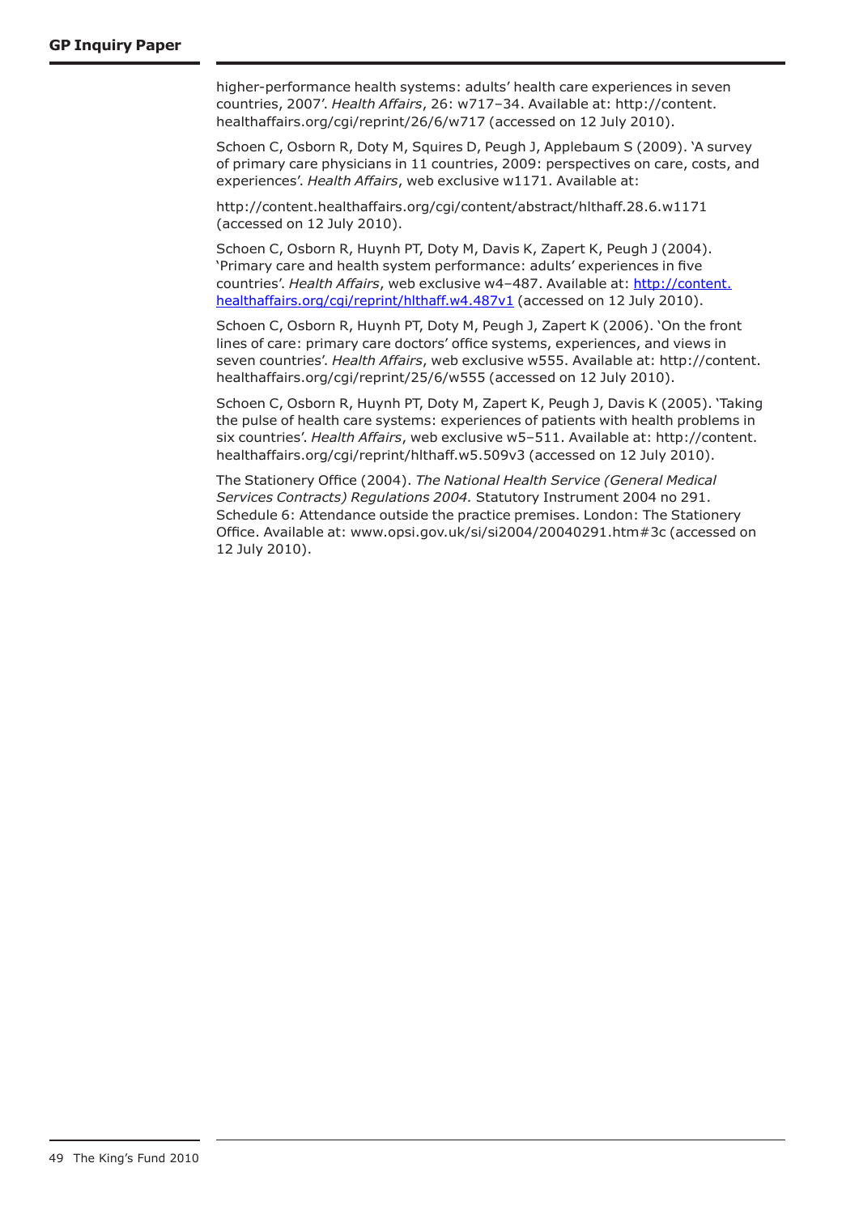higher-performance health systems: adults' health care experiences in seven countries, 2007'. *Health Affairs*, 26: w717–34. Available at: http://content.healthaffairs.org/cgi/reprint/26/6/w717 (accessed on 12 July 2010).

Schoen C, Osborn R, Doty M, Squires D, Peugh J, Applebaum S (2009). 'A survey of primary care physicians in 11 countries, 2009: perspectives on care, costs, and experiences'. *Health Affairs*, web exclusive w1171. Available at:

http://content.healthaffairs.org/cgi/content/abstract/hlthaff.28.6.w1171 (accessed on 12 July 2010).

Schoen C, Osborn R, Huynh PT, Doty M, Davis K, Zapert K, Peugh J (2004). 'Primary care and health system performance: adults' experiences in five countries'. *Health Affairs*, web exclusive w4–487. Available at: http://content.healthaffairs.org/cgi/reprint/hlthaff.w4.487v1 (accessed on 12 July 2010).

Schoen C, Osborn R, Huynh PT, Doty M, Peugh J, Zapert K (2006). 'On the front lines of care: primary care doctors' office systems, experiences, and views in seven countries'. *Health Affairs*, web exclusive w555. Available at: http://content.healthaffairs.org/cgi/reprint/25/6/w555 (accessed on 12 July 2010).

Schoen C, Osborn R, Huynh PT, Doty M, Zapert K, Peugh J, Davis K (2005). 'Taking the pulse of health care systems: experiences of patients with health problems in six countries'. *Health Affairs*, web exclusive w5–511. Available at: http://content.healthaffairs.org/cgi/reprint/hlthaff.w5.509v3 (accessed on 12 July 2010).

The Stationery Office (2004). *The National Health Service (General Medical Services Contracts) Regulations 2004.* Statutory Instrument 2004 no 291. Schedule 6: Attendance outside the practice premises. London: The Stationery Office. Available at: www.opsi.gov.uk/si/si2004/20040291.htm#3c (accessed on 12 July 2010).